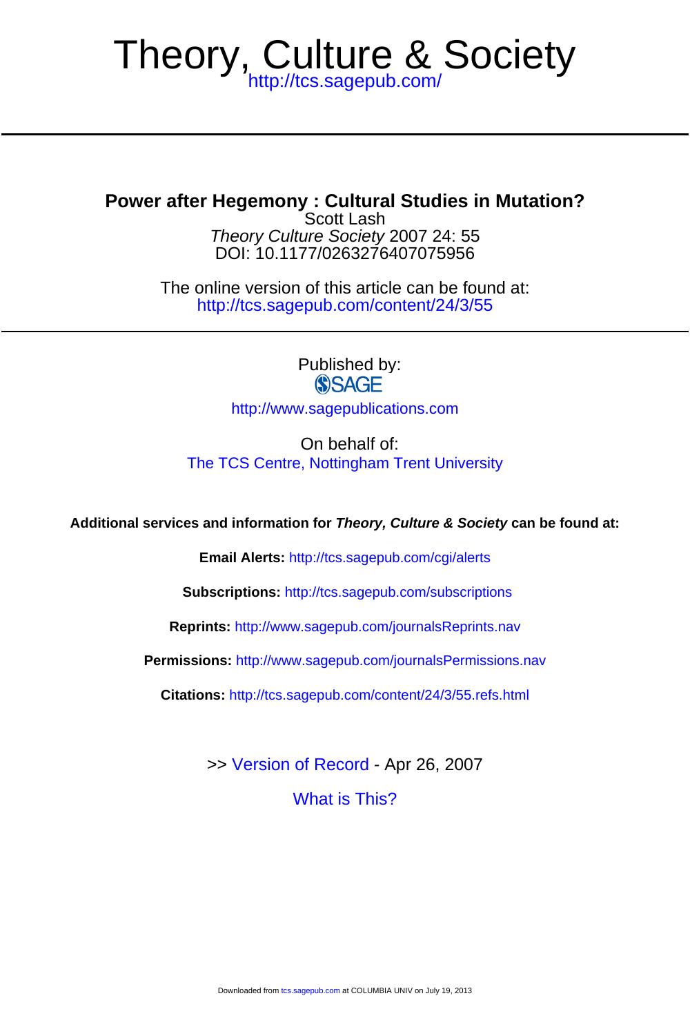# Theory, Culture & Society

http://tcs.sagepub.com/

---

## Power after Hegemony : Cultural Studies in Mutation?

Scott Lash

*Theory Culture Society* 2007 24: 55

DOI: 10.1177/0263276407075956

The online version of this article can be found at:
http://tcs.sagepub.com/content/24/3/55

---

Published by:

SAGE

http://www.sagepublications.com

On behalf of:

The TCS Centre, Nottingham Trent University

**Additional services and information for *Theory, Culture & Society* can be found at:**

**Email Alerts:** http://tcs.sagepub.com/cgi/alerts

**Subscriptions:** http://tcs.sagepub.com/subscriptions

**Reprints:** http://www.sagepub.com/journalsReprints.nav

**Permissions:** http://www.sagepub.com/journalsPermissions.nav

**Citations:** http://tcs.sagepub.com/content/24/3/55.refs.html

>> Version of Record - Apr 26, 2007

What is This?

Downloaded from tcs.sagepub.com at COLUMBIA UNIV on July 19, 2013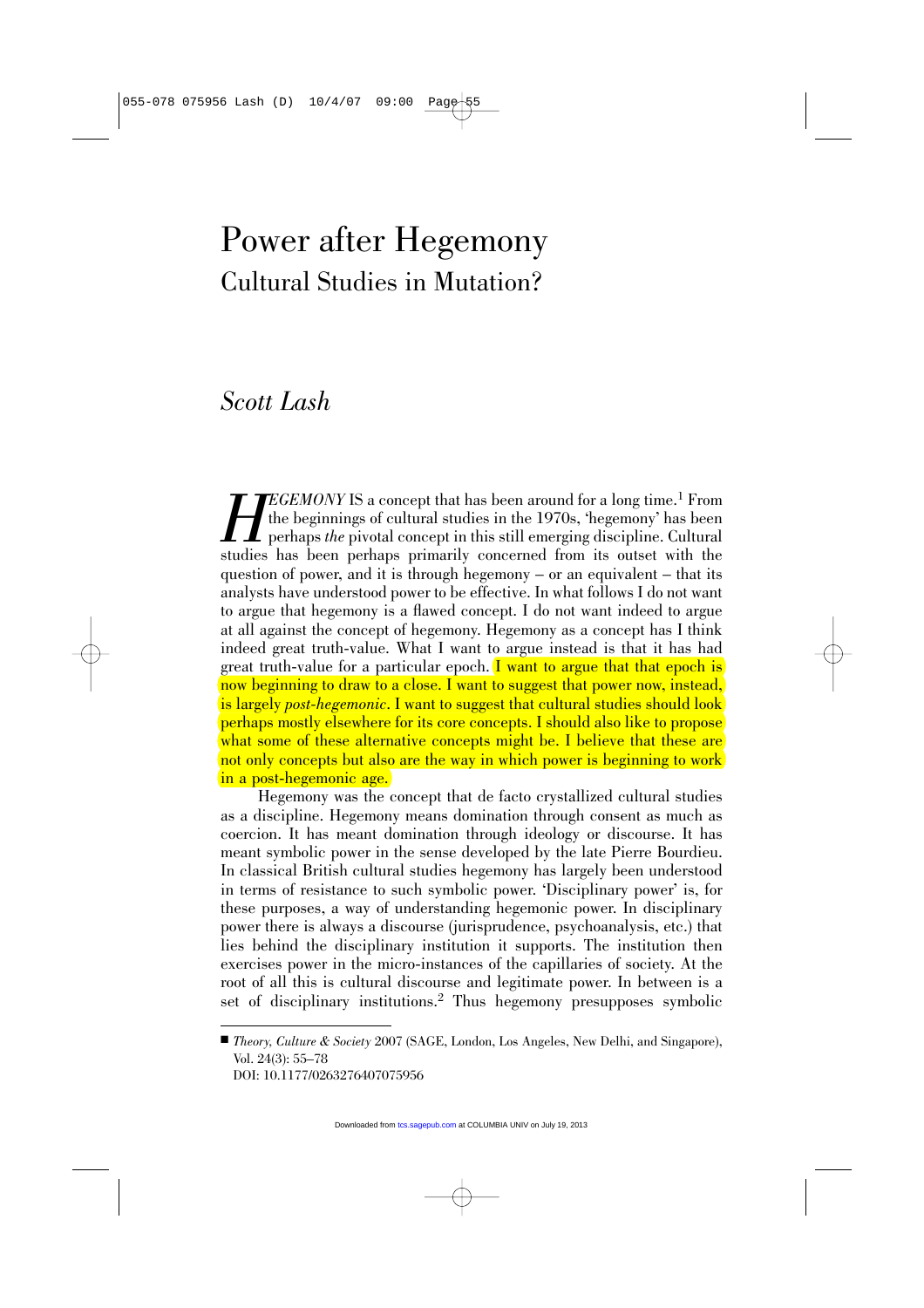# Power after Hegemony

## Cultural Studies in Mutation?

### *Scott Lash*

*HEGEMONY* IS a concept that has been around for a long time.[1] From the beginnings of cultural studies in the 1970s, 'hegemony' has been perhaps *the* pivotal concept in this still emerging discipline. Cultural studies has been perhaps primarily concerned from its outset with the question of power, and it is through hegemony – or an equivalent – that its analysts have understood power to be effective. In what follows I do not want to argue that hegemony is a flawed concept. I do not want indeed to argue at all against the concept of hegemony. Hegemony as a concept has I think indeed great truth-value. What I want to argue instead is that it has had great truth-value for a particular epoch. I want to argue that that epoch is now beginning to draw to a close. I want to suggest that power now, instead, is largely *post-hegemonic*. I want to suggest that cultural studies should look perhaps mostly elsewhere for its core concepts. I should also like to propose what some of these alternative concepts might be. I believe that these are not only concepts but also are the way in which power is beginning to work in a post-hegemonic age.

Hegemony was the concept that de facto crystallized cultural studies as a discipline. Hegemony means domination through consent as much as coercion. It has meant domination through ideology or discourse. It has meant symbolic power in the sense developed by the late Pierre Bourdieu. In classical British cultural studies hegemony has largely been understood in terms of resistance to such symbolic power. 'Disciplinary power' is, for these purposes, a way of understanding hegemonic power. In disciplinary power there is always a discourse (jurisprudence, psychoanalysis, etc.) that lies behind the disciplinary institution it supports. The institution then exercises power in the micro-instances of the capillaries of society. At the root of all this is cultural discourse and legitimate power. In between is a set of disciplinary institutions.[2] Thus hegemony presupposes symbolic

■ *Theory, Culture & Society* 2007 (SAGE, London, Los Angeles, New Delhi, and Singapore), Vol. 24(3): 55–78
DOI: 10.1177/0263276407075956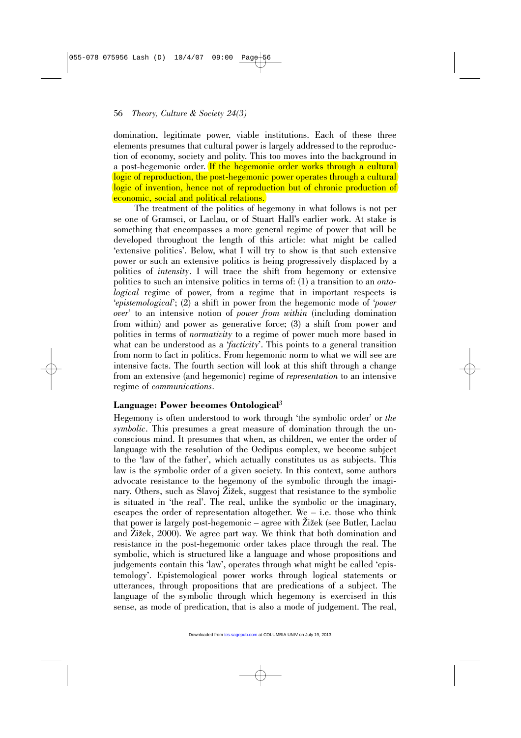domination, legitimate power, viable institutions. Each of these three elements presumes that cultural power is largely addressed to the reproduction of economy, society and polity. This too moves into the background in a post-hegemonic order. If the hegemonic order works through a cultural logic of reproduction, the post-hegemonic power operates through a cultural logic of invention, hence not of reproduction but of chronic production of economic, social and political relations.

The treatment of the politics of hegemony in what follows is not per se one of Gramsci, or Laclau, or of Stuart Hall's earlier work. At stake is something that encompasses a more general regime of power that will be developed throughout the length of this article: what might be called 'extensive politics'. Below, what I will try to show is that such extensive power or such an extensive politics is being progressively displaced by a politics of *intensity*. I will trace the shift from hegemony or extensive politics to such an intensive politics in terms of: (1) a transition to an *ontological* regime of power, from a regime that in important respects is '*epistemological*'; (2) a shift in power from the hegemonic mode of '*power over*' to an intensive notion of *power from within* (including domination from within) and power as generative force; (3) a shift from power and politics in terms of *normativity* to a regime of power much more based in what can be understood as a '*facticity*'. This points to a general transition from norm to fact in politics. From hegemonic norm to what we will see are intensive facts. The fourth section will look at this shift through a change from an extensive (and hegemonic) regime of *representation* to an intensive regime of *communications*.

## Language: Power becomes Ontological[3]

Hegemony is often understood to work through 'the symbolic order' or *the symbolic*. This presumes a great measure of domination through the unconscious mind. It presumes that when, as children, we enter the order of language with the resolution of the Oedipus complex, we become subject to the 'law of the father', which actually constitutes us as subjects. This law is the symbolic order of a given society. In this context, some authors advocate resistance to the hegemony of the symbolic through the imaginary. Others, such as Slavoj Žižek, suggest that resistance to the symbolic is situated in 'the real'. The real, unlike the symbolic or the imaginary, escapes the order of representation altogether. We – i.e. those who think that power is largely post-hegemonic – agree with Žižek (see Butler, Laclau and Žižek, 2000). We agree part way. We think that both domination and resistance in the post-hegemonic order takes place through the real. The symbolic, which is structured like a language and whose propositions and judgements contain this 'law', operates through what might be called 'epistemology'. Epistemological power works through logical statements or utterances, through propositions that are predications of a subject. The language of the symbolic through which hegemony is exercised in this sense, as mode of predication, that is also a mode of judgement. The real,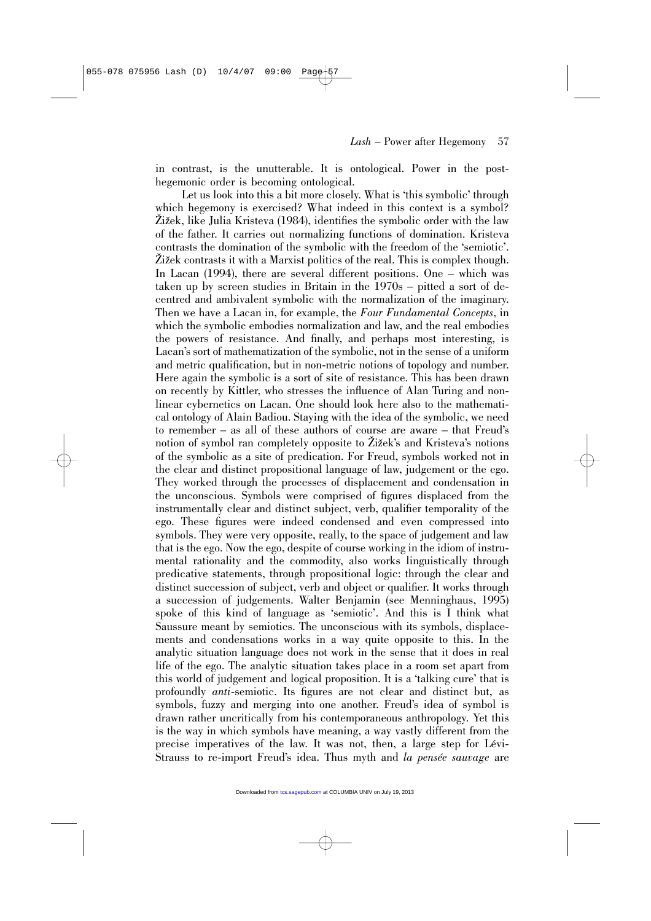in contrast, is the unutterable. It is ontological. Power in the post-hegemonic order is becoming ontological.

Let us look into this a bit more closely. What is 'this symbolic' through which hegemony is exercised? What indeed in this context is a symbol? Žižek, like Julia Kristeva (1984), identifies the symbolic order with the law of the father. It carries out normalizing functions of domination. Kristeva contrasts the domination of the symbolic with the freedom of the 'semiotic'. Žižek contrasts it with a Marxist politics of the real. This is complex though. In Lacan (1994), there are several different positions. One – which was taken up by screen studies in Britain in the 1970s – pitted a sort of de-centred and ambivalent symbolic with the normalization of the imaginary. Then we have a Lacan in, for example, the *Four Fundamental Concepts*, in which the symbolic embodies normalization and law, and the real embodies the powers of resistance. And finally, and perhaps most interesting, is Lacan's sort of mathematization of the symbolic, not in the sense of a uniform and metric qualification, but in non-metric notions of topology and number. Here again the symbolic is a sort of site of resistance. This has been drawn on recently by Kittler, who stresses the influence of Alan Turing and non-linear cybernetics on Lacan. One should look here also to the mathematical ontology of Alain Badiou. Staying with the idea of the symbolic, we need to remember – as all of these authors of course are aware – that Freud's notion of symbol ran completely opposite to Žižek's and Kristeva's notions of the symbolic as a site of predication. For Freud, symbols worked not in the clear and distinct propositional language of law, judgement or the ego. They worked through the processes of displacement and condensation in the unconscious. Symbols were comprised of figures displaced from the instrumentally clear and distinct subject, verb, qualifier temporality of the ego. These figures were indeed condensed and even compressed into symbols. They were very opposite, really, to the space of judgement and law that is the ego. Now the ego, despite of course working in the idiom of instrumental rationality and the commodity, also works linguistically through predicative statements, through propositional logic: through the clear and distinct succession of subject, verb and object or qualifier. It works through a succession of judgements. Walter Benjamin (see Menninghaus, 1995) spoke of this kind of language as 'semiotic'. And this is I think what Saussure meant by semiotics. The unconscious with its symbols, displacements and condensations works in a way quite opposite to this. In the analytic situation language does not work in the sense that it does in real life of the ego. The analytic situation takes place in a room set apart from this world of judgement and logical proposition. It is a 'talking cure' that is profoundly *anti*-semiotic. Its figures are not clear and distinct but, as symbols, fuzzy and merging into one another. Freud's idea of symbol is drawn rather uncritically from his contemporaneous anthropology. Yet this is the way in which symbols have meaning, a way vastly different from the precise imperatives of the law. It was not, then, a large step for Lévi-Strauss to re-import Freud's idea. Thus myth and *la pensée sauvage* are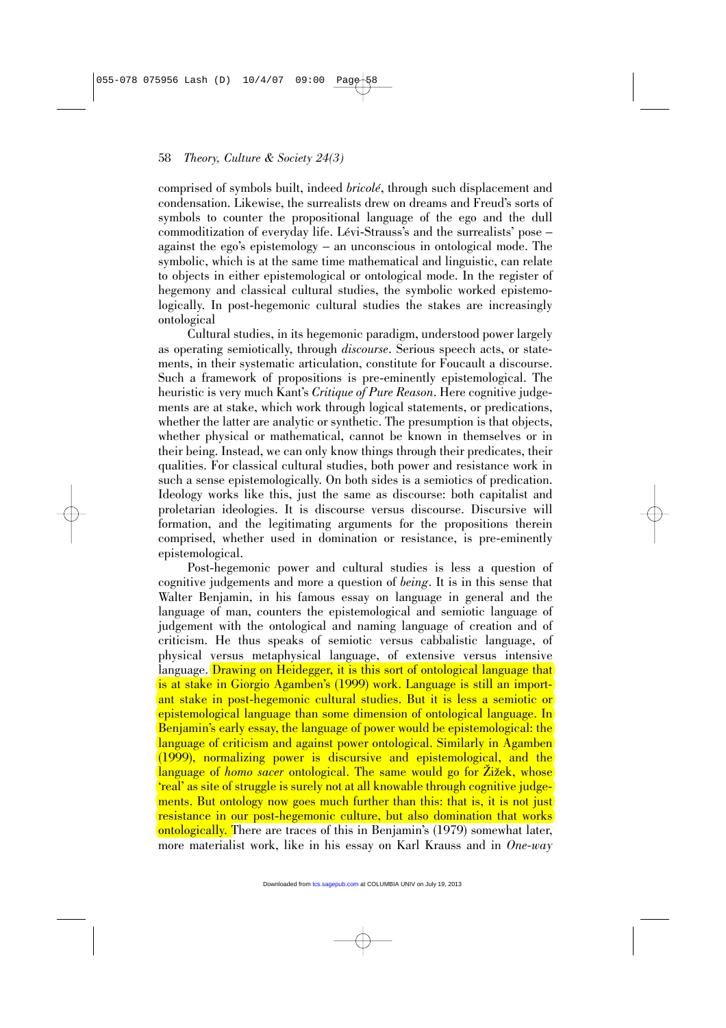comprised of symbols built, indeed *bricolé*, through such displacement and condensation. Likewise, the surrealists drew on dreams and Freud's sorts of symbols to counter the propositional language of the ego and the dull commoditization of everyday life. Lévi-Strauss's and the surrealists' pose – against the ego's epistemology – an unconscious in ontological mode. The symbolic, which is at the same time mathematical and linguistic, can relate to objects in either epistemological or ontological mode. In the register of hegemony and classical cultural studies, the symbolic worked epistemologically. In post-hegemonic cultural studies the stakes are increasingly ontological

Cultural studies, in its hegemonic paradigm, understood power largely as operating semiotically, through *discourse*. Serious speech acts, or statements, in their systematic articulation, constitute for Foucault a discourse. Such a framework of propositions is pre-eminently epistemological. The heuristic is very much Kant's *Critique of Pure Reason*. Here cognitive judgements are at stake, which work through logical statements, or predications, whether the latter are analytic or synthetic. The presumption is that objects, whether physical or mathematical, cannot be known in themselves or in their being. Instead, we can only know things through their predicates, their qualities. For classical cultural studies, both power and resistance work in such a sense epistemologically. On both sides is a semiotics of predication. Ideology works like this, just the same as discourse: both capitalist and proletarian ideologies. It is discourse versus discourse. Discursive will formation, and the legitimating arguments for the propositions therein comprised, whether used in domination or resistance, is pre-eminently epistemological.

Post-hegemonic power and cultural studies is less a question of cognitive judgements and more a question of *being*. It is in this sense that Walter Benjamin, in his famous essay on language in general and the language of man, counters the epistemological and semiotic language of judgement with the ontological and naming language of creation and of criticism. He thus speaks of semiotic versus cabbalistic language, of physical versus metaphysical language, of extensive versus intensive language. Drawing on Heidegger, it is this sort of ontological language that is at stake in Giorgio Agamben's (1999) work. Language is still an important stake in post-hegemonic cultural studies. But it is less a semiotic or epistemological language than some dimension of ontological language. In Benjamin's early essay, the language of power would be epistemological: the language of criticism and against power ontological. Similarly in Agamben (1999), normalizing power is discursive and epistemological, and the language of *homo sacer* ontological. The same would go for Žižek, whose 'real' as site of struggle is surely not at all knowable through cognitive judgements. But ontology now goes much further than this: that is, it is not just resistance in our post-hegemonic culture, but also domination that works ontologically. There are traces of this in Benjamin's (1979) somewhat later, more materialist work, like in his essay on Karl Krauss and in *One-way*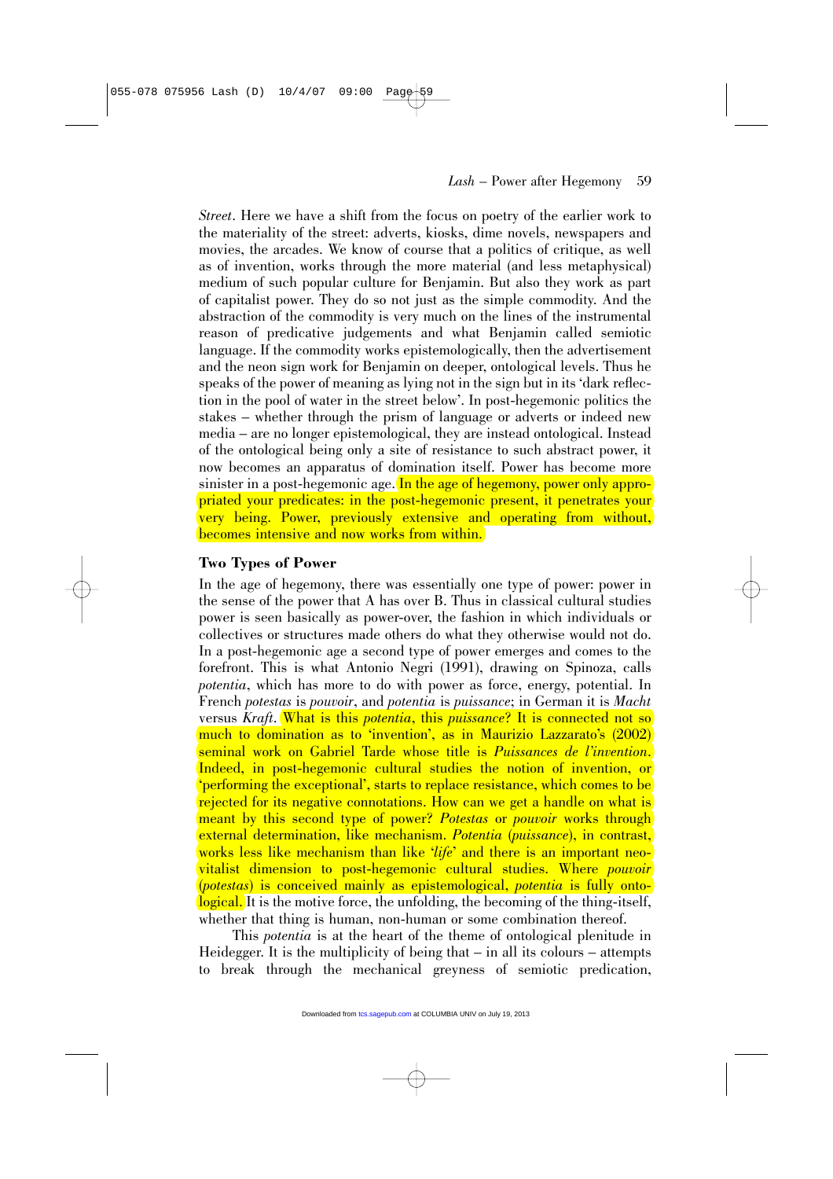*Street*. Here we have a shift from the focus on poetry of the earlier work to the materiality of the street: adverts, kiosks, dime novels, newspapers and movies, the arcades. We know of course that a politics of critique, as well as of invention, works through the more material (and less metaphysical) medium of such popular culture for Benjamin. But also they work as part of capitalist power. They do so not just as the simple commodity. And the abstraction of the commodity is very much on the lines of the instrumental reason of predicative judgements and what Benjamin called semiotic language. If the commodity works epistemologically, then the advertisement and the neon sign work for Benjamin on deeper, ontological levels. Thus he speaks of the power of meaning as lying not in the sign but in its 'dark reflection in the pool of water in the street below'. In post-hegemonic politics the stakes – whether through the prism of language or adverts or indeed new media – are no longer epistemological, they are instead ontological. Instead of the ontological being only a site of resistance to such abstract power, it now becomes an apparatus of domination itself. Power has become more sinister in a post-hegemonic age. In the age of hegemony, power only appropriated your predicates: in the post-hegemonic present, it penetrates your very being. Power, previously extensive and operating from without, becomes intensive and now works from within.

## Two Types of Power

In the age of hegemony, there was essentially one type of power: power in the sense of the power that A has over B. Thus in classical cultural studies power is seen basically as power-over, the fashion in which individuals or collectives or structures made others do what they otherwise would not do. In a post-hegemonic age a second type of power emerges and comes to the forefront. This is what Antonio Negri (1991), drawing on Spinoza, calls *potentia*, which has more to do with power as force, energy, potential. In French *potestas* is *pouvoir*, and *potentia* is *puissance*; in German it is *Macht* versus *Kraft*. What is this *potentia*, this *puissance*? It is connected not so much to domination as to 'invention', as in Maurizio Lazzarato's (2002) seminal work on Gabriel Tarde whose title is *Puissances de l'invention*. Indeed, in post-hegemonic cultural studies the notion of invention, or 'performing the exceptional', starts to replace resistance, which comes to be rejected for its negative connotations. How can we get a handle on what is meant by this second type of power? *Potestas* or *pouvoir* works through external determination, like mechanism. *Potentia* (*puissance*), in contrast, works less like mechanism than like '*life*' and there is an important neo-vitalist dimension to post-hegemonic cultural studies. Where *pouvoir* (*potestas*) is conceived mainly as epistemological, *potentia* is fully ontological. It is the motive force, the unfolding, the becoming of the thing-itself, whether that thing is human, non-human or some combination thereof.

This *potentia* is at the heart of the theme of ontological plenitude in Heidegger. It is the multiplicity of being that – in all its colours – attempts to break through the mechanical greyness of semiotic predication,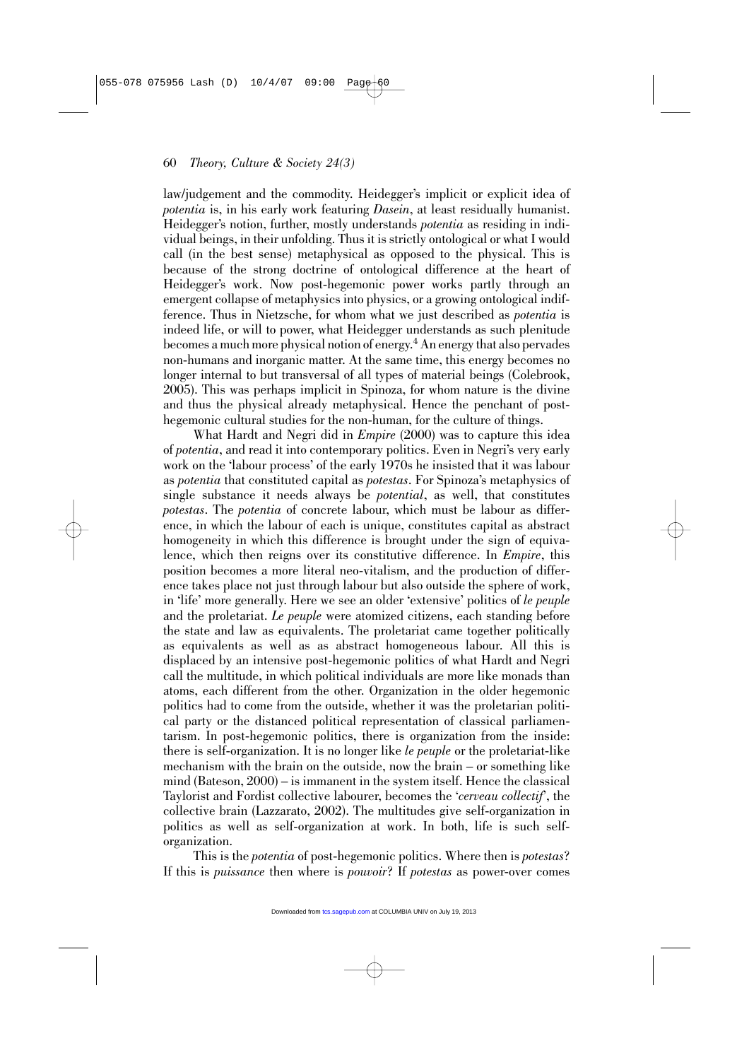law/judgement and the commodity. Heidegger's implicit or explicit idea of *potentia* is, in his early work featuring *Dasein*, at least residually humanist. Heidegger's notion, further, mostly understands *potentia* as residing in individual beings, in their unfolding. Thus it is strictly ontological or what I would call (in the best sense) metaphysical as opposed to the physical. This is because of the strong doctrine of ontological difference at the heart of Heidegger's work. Now post-hegemonic power works partly through an emergent collapse of metaphysics into physics, or a growing ontological indifference. Thus in Nietzsche, for whom what we just described as *potentia* is indeed life, or will to power, what Heidegger understands as such plenitude becomes a much more physical notion of energy.[4] An energy that also pervades non-humans and inorganic matter. At the same time, this energy becomes no longer internal to but transversal of all types of material beings (Colebrook, 2005). This was perhaps implicit in Spinoza, for whom nature is the divine and thus the physical already metaphysical. Hence the penchant of post-hegemonic cultural studies for the non-human, for the culture of things.

What Hardt and Negri did in *Empire* (2000) was to capture this idea of *potentia*, and read it into contemporary politics. Even in Negri's very early work on the 'labour process' of the early 1970s he insisted that it was labour as *potentia* that constituted capital as *potestas*. For Spinoza's metaphysics of single substance it needs always be *potential*, as well, that constitutes *potestas*. The *potentia* of concrete labour, which must be labour as difference, in which the labour of each is unique, constitutes capital as abstract homogeneity in which this difference is brought under the sign of equivalence, which then reigns over its constitutive difference. In *Empire*, this position becomes a more literal neo-vitalism, and the production of difference takes place not just through labour but also outside the sphere of work, in 'life' more generally. Here we see an older 'extensive' politics of *le peuple* and the proletariat. *Le peuple* were atomized citizens, each standing before the state and law as equivalents. The proletariat came together politically as equivalents as well as as abstract homogeneous labour. All this is displaced by an intensive post-hegemonic politics of what Hardt and Negri call the multitude, in which political individuals are more like monads than atoms, each different from the other. Organization in the older hegemonic politics had to come from the outside, whether it was the proletarian political party or the distanced political representation of classical parliamentarism. In post-hegemonic politics, there is organization from the inside: there is self-organization. It is no longer like *le peuple* or the proletariat-like mechanism with the brain on the outside, now the brain – or something like mind (Bateson, 2000) – is immanent in the system itself. Hence the classical Taylorist and Fordist collective labourer, becomes the '*cerveau collectif*', the collective brain (Lazzarato, 2002). The multitudes give self-organization in politics as well as self-organization at work. In both, life is such self-organization.

This is the *potentia* of post-hegemonic politics. Where then is *potestas*? If this is *puissance* then where is *pouvoir*? If *potestas* as power-over comes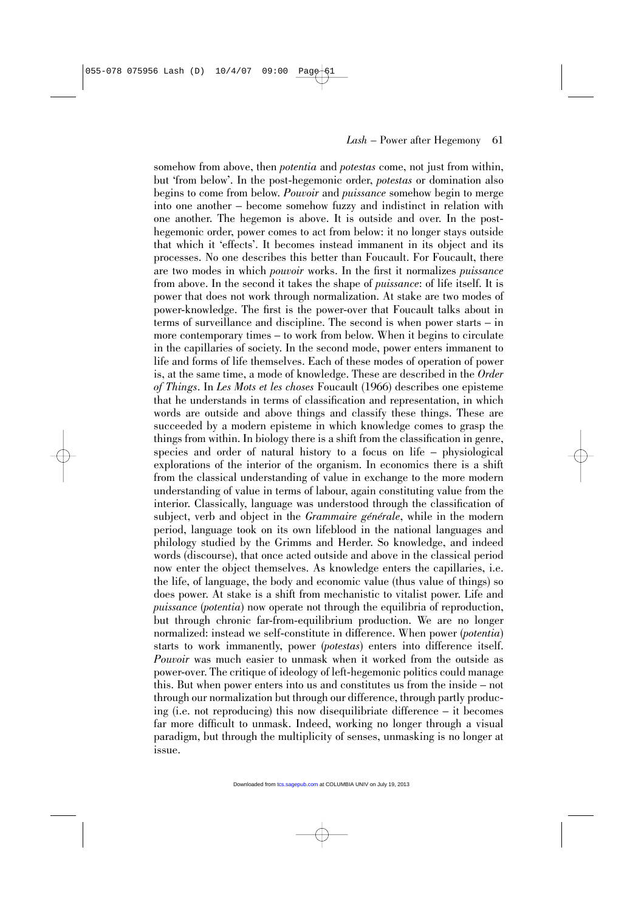somehow from above, then *potentia* and *potestas* come, not just from within, but 'from below'. In the post-hegemonic order, *potestas* or domination also begins to come from below. *Pouvoir* and *puissance* somehow begin to merge into one another – become somehow fuzzy and indistinct in relation with one another. The hegemon is above. It is outside and over. In the post-hegemonic order, power comes to act from below: it no longer stays outside that which it 'effects'. It becomes instead immanent in its object and its processes. No one describes this better than Foucault. For Foucault, there are two modes in which *pouvoir* works. In the first it normalizes *puissance* from above. In the second it takes the shape of *puissance*: of life itself. It is power that does not work through normalization. At stake are two modes of power-knowledge. The first is the power-over that Foucault talks about in terms of surveillance and discipline. The second is when power starts – in more contemporary times – to work from below. When it begins to circulate in the capillaries of society. In the second mode, power enters immanent to life and forms of life themselves. Each of these modes of operation of power is, at the same time, a mode of knowledge. These are described in the *Order of Things*. In *Les Mots et les choses* Foucault (1966) describes one episteme that he understands in terms of classification and representation, in which words are outside and above things and classify these things. These are succeeded by a modern episteme in which knowledge comes to grasp the things from within. In biology there is a shift from the classification in genre, species and order of natural history to a focus on life – physiological explorations of the interior of the organism. In economics there is a shift from the classical understanding of value in exchange to the more modern understanding of value in terms of labour, again constituting value from the interior. Classically, language was understood through the classification of subject, verb and object in the *Grammaire générale*, while in the modern period, language took on its own lifeblood in the national languages and philology studied by the Grimms and Herder. So knowledge, and indeed words (discourse), that once acted outside and above in the classical period now enter the object themselves. As knowledge enters the capillaries, i.e. the life, of language, the body and economic value (thus value of things) so does power. At stake is a shift from mechanistic to vitalist power. Life and *puissance* (*potentia*) now operate not through the equilibria of reproduction, but through chronic far-from-equilibrium production. We are no longer normalized: instead we self-constitute in difference. When power (*potentia*) starts to work immanently, power (*potestas*) enters into difference itself. *Pouvoir* was much easier to unmask when it worked from the outside as power-over. The critique of ideology of left-hegemonic politics could manage this. But when power enters into us and constitutes us from the inside – not through our normalization but through our difference, through partly producing (i.e. not reproducing) this now disequilibriate difference – it becomes far more difficult to unmask. Indeed, working no longer through a visual paradigm, but through the multiplicity of senses, unmasking is no longer at issue.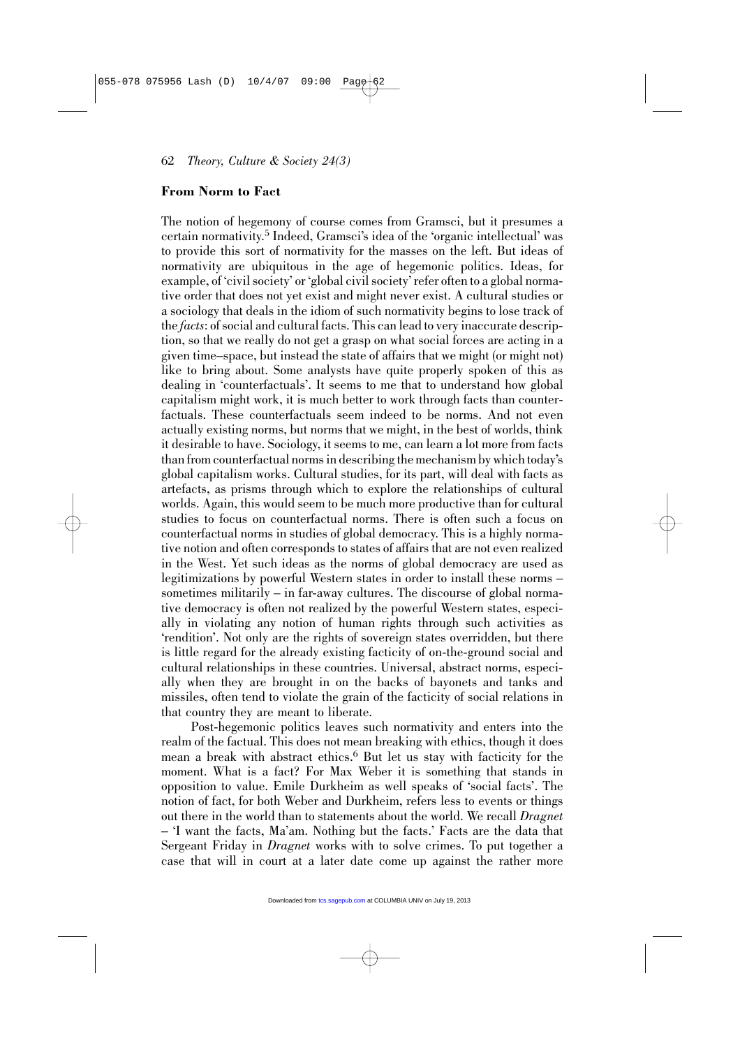## From Norm to Fact

The notion of hegemony of course comes from Gramsci, but it presumes a certain normativity.[5] Indeed, Gramsci's idea of the 'organic intellectual' was to provide this sort of normativity for the masses on the left. But ideas of normativity are ubiquitous in the age of hegemonic politics. Ideas, for example, of 'civil society' or 'global civil society' refer often to a global normative order that does not yet exist and might never exist. A cultural studies or a sociology that deals in the idiom of such normativity begins to lose track of the *facts*: of social and cultural facts. This can lead to very inaccurate description, so that we really do not get a grasp on what social forces are acting in a given time–space, but instead the state of affairs that we might (or might not) like to bring about. Some analysts have quite properly spoken of this as dealing in 'counterfactuals'. It seems to me that to understand how global capitalism might work, it is much better to work through facts than counterfactuals. These counterfactuals seem indeed to be norms. And not even actually existing norms, but norms that we might, in the best of worlds, think it desirable to have. Sociology, it seems to me, can learn a lot more from facts than from counterfactual norms in describing the mechanism by which today's global capitalism works. Cultural studies, for its part, will deal with facts as artefacts, as prisms through which to explore the relationships of cultural worlds. Again, this would seem to be much more productive than for cultural studies to focus on counterfactual norms. There is often such a focus on counterfactual norms in studies of global democracy. This is a highly normative notion and often corresponds to states of affairs that are not even realized in the West. Yet such ideas as the norms of global democracy are used as legitimizations by powerful Western states in order to install these norms – sometimes militarily – in far-away cultures. The discourse of global normative democracy is often not realized by the powerful Western states, especially in violating any notion of human rights through such activities as 'rendition'. Not only are the rights of sovereign states overridden, but there is little regard for the already existing facticity of on-the-ground social and cultural relationships in these countries. Universal, abstract norms, especially when they are brought in on the backs of bayonets and tanks and missiles, often tend to violate the grain of the facticity of social relations in that country they are meant to liberate.

Post-hegemonic politics leaves such normativity and enters into the realm of the factual. This does not mean breaking with ethics, though it does mean a break with abstract ethics.[6] But let us stay with facticity for the moment. What is a fact? For Max Weber it is something that stands in opposition to value. Emile Durkheim as well speaks of 'social facts'. The notion of fact, for both Weber and Durkheim, refers less to events or things out there in the world than to statements about the world. We recall *Dragnet* – 'I want the facts, Ma'am. Nothing but the facts.' Facts are the data that Sergeant Friday in *Dragnet* works with to solve crimes. To put together a case that will in court at a later date come up against the rather more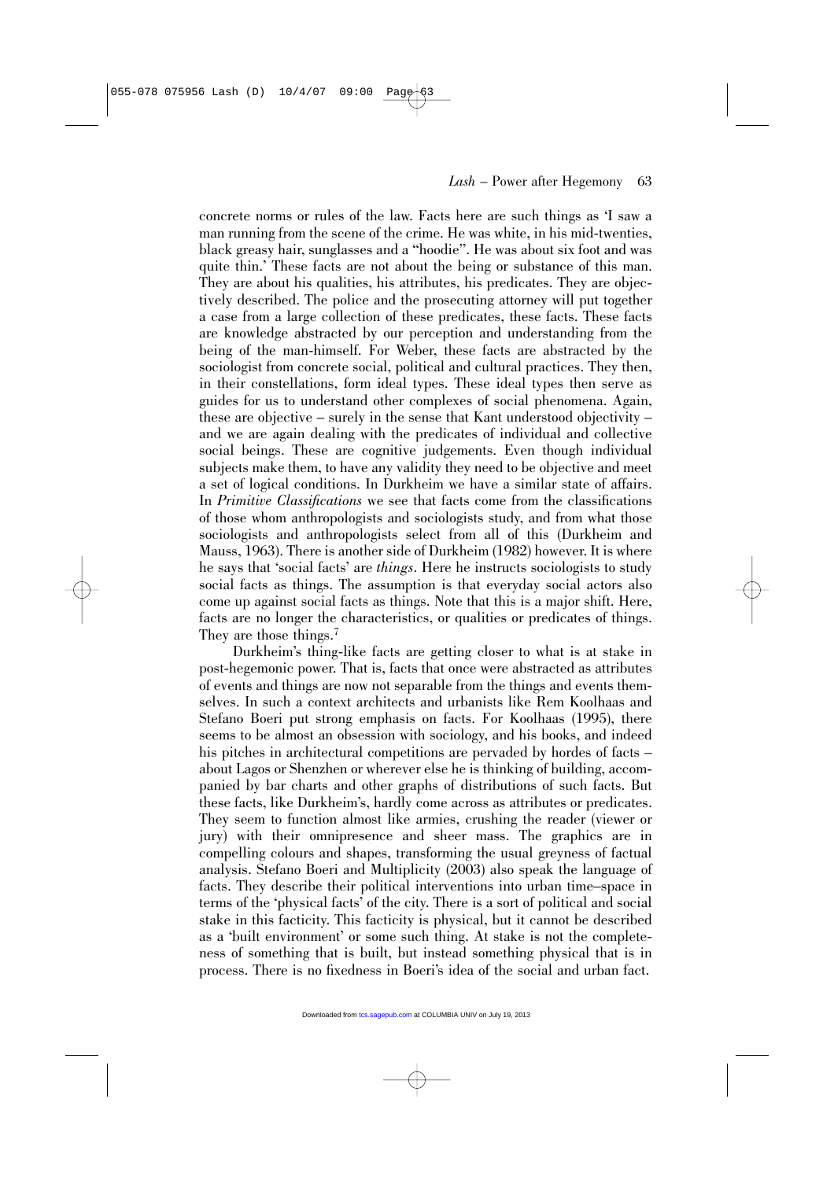concrete norms or rules of the law. Facts here are such things as 'I saw a man running from the scene of the crime. He was white, in his mid-twenties, black greasy hair, sunglasses and a "hoodie". He was about six foot and was quite thin.' These facts are not about the being or substance of this man. They are about his qualities, his attributes, his predicates. They are objectively described. The police and the prosecuting attorney will put together a case from a large collection of these predicates, these facts. These facts are knowledge abstracted by our perception and understanding from the being of the man-himself. For Weber, these facts are abstracted by the sociologist from concrete social, political and cultural practices. They then, in their constellations, form ideal types. These ideal types then serve as guides for us to understand other complexes of social phenomena. Again, these are objective – surely in the sense that Kant understood objectivity – and we are again dealing with the predicates of individual and collective social beings. These are cognitive judgements. Even though individual subjects make them, to have any validity they need to be objective and meet a set of logical conditions. In Durkheim we have a similar state of affairs. In *Primitive Classifications* we see that facts come from the classifications of those whom anthropologists and sociologists study, and from what those sociologists and anthropologists select from all of this (Durkheim and Mauss, 1963). There is another side of Durkheim (1982) however. It is where he says that 'social facts' are *things*. Here he instructs sociologists to study social facts as things. The assumption is that everyday social actors also come up against social facts as things. Note that this is a major shift. Here, facts are no longer the characteristics, or qualities or predicates of things. They are those things.[7]

Durkheim's thing-like facts are getting closer to what is at stake in post-hegemonic power. That is, facts that once were abstracted as attributes of events and things are now not separable from the things and events themselves. In such a context architects and urbanists like Rem Koolhaas and Stefano Boeri put strong emphasis on facts. For Koolhaas (1995), there seems to be almost an obsession with sociology, and his books, and indeed his pitches in architectural competitions are pervaded by hordes of facts – about Lagos or Shenzhen or wherever else he is thinking of building, accompanied by bar charts and other graphs of distributions of such facts. But these facts, like Durkheim's, hardly come across as attributes or predicates. They seem to function almost like armies, crushing the reader (viewer or jury) with their omnipresence and sheer mass. The graphics are in compelling colours and shapes, transforming the usual greyness of factual analysis. Stefano Boeri and Multiplicity (2003) also speak the language of facts. They describe their political interventions into urban time–space in terms of the 'physical facts' of the city. There is a sort of political and social stake in this facticity. This facticity is physical, but it cannot be described as a 'built environment' or some such thing. At stake is not the completeness of something that is built, but instead something physical that is in process. There is no fixedness in Boeri's idea of the social and urban fact.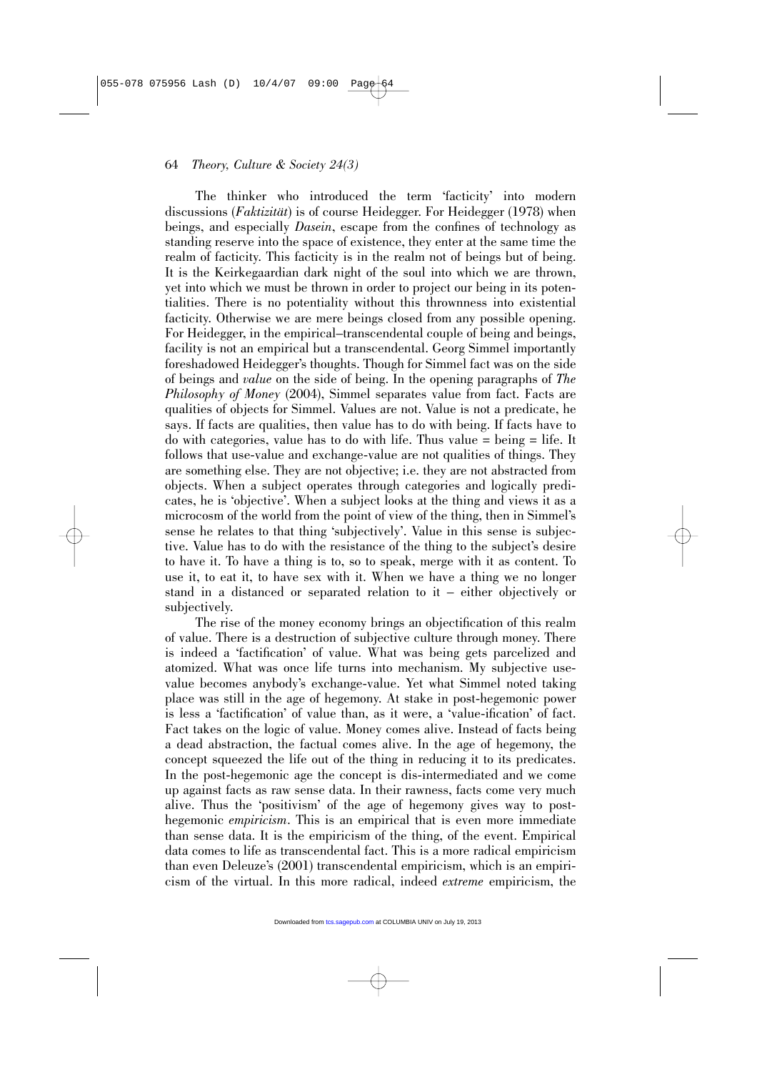The thinker who introduced the term 'facticity' into modern discussions (*Faktizität*) is of course Heidegger. For Heidegger (1978) when beings, and especially *Dasein*, escape from the confines of technology as standing reserve into the space of existence, they enter at the same time the realm of facticity. This facticity is in the realm not of beings but of being. It is the Keirkegaardian dark night of the soul into which we are thrown, yet into which we must be thrown in order to project our being in its potentialities. There is no potentiality without this thrownness into existential facticity. Otherwise we are mere beings closed from any possible opening. For Heidegger, in the empirical–transcendental couple of being and beings, facility is not an empirical but a transcendental. Georg Simmel importantly foreshadowed Heidegger's thoughts. Though for Simmel fact was on the side of beings and *value* on the side of being. In the opening paragraphs of *The Philosophy of Money* (2004), Simmel separates value from fact. Facts are qualities of objects for Simmel. Values are not. Value is not a predicate, he says. If facts are qualities, then value has to do with being. If facts have to do with categories, value has to do with life. Thus value = being = life. It follows that use-value and exchange-value are not qualities of things. They are something else. They are not objective; i.e. they are not abstracted from objects. When a subject operates through categories and logically predicates, he is 'objective'. When a subject looks at the thing and views it as a microcosm of the world from the point of view of the thing, then in Simmel's sense he relates to that thing 'subjectively'. Value in this sense is subjective. Value has to do with the resistance of the thing to the subject's desire to have it. To have a thing is to, so to speak, merge with it as content. To use it, to eat it, to have sex with it. When we have a thing we no longer stand in a distanced or separated relation to it – either objectively or subjectively.

The rise of the money economy brings an objectification of this realm of value. There is a destruction of subjective culture through money. There is indeed a 'factification' of value. What was being gets parcelized and atomized. What was once life turns into mechanism. My subjective use-value becomes anybody's exchange-value. Yet what Simmel noted taking place was still in the age of hegemony. At stake in post-hegemonic power is less a 'factification' of value than, as it were, a 'value-ification' of fact. Fact takes on the logic of value. Money comes alive. Instead of facts being a dead abstraction, the factual comes alive. In the age of hegemony, the concept squeezed the life out of the thing in reducing it to its predicates. In the post-hegemonic age the concept is dis-intermediated and we come up against facts as raw sense data. In their rawness, facts come very much alive. Thus the 'positivism' of the age of hegemony gives way to post-hegemonic *empiricism*. This is an empirical that is even more immediate than sense data. It is the empiricism of the thing, of the event. Empirical data comes to life as transcendental fact. This is a more radical empiricism than even Deleuze's (2001) transcendental empiricism, which is an empiricism of the virtual. In this more radical, indeed *extreme* empiricism, the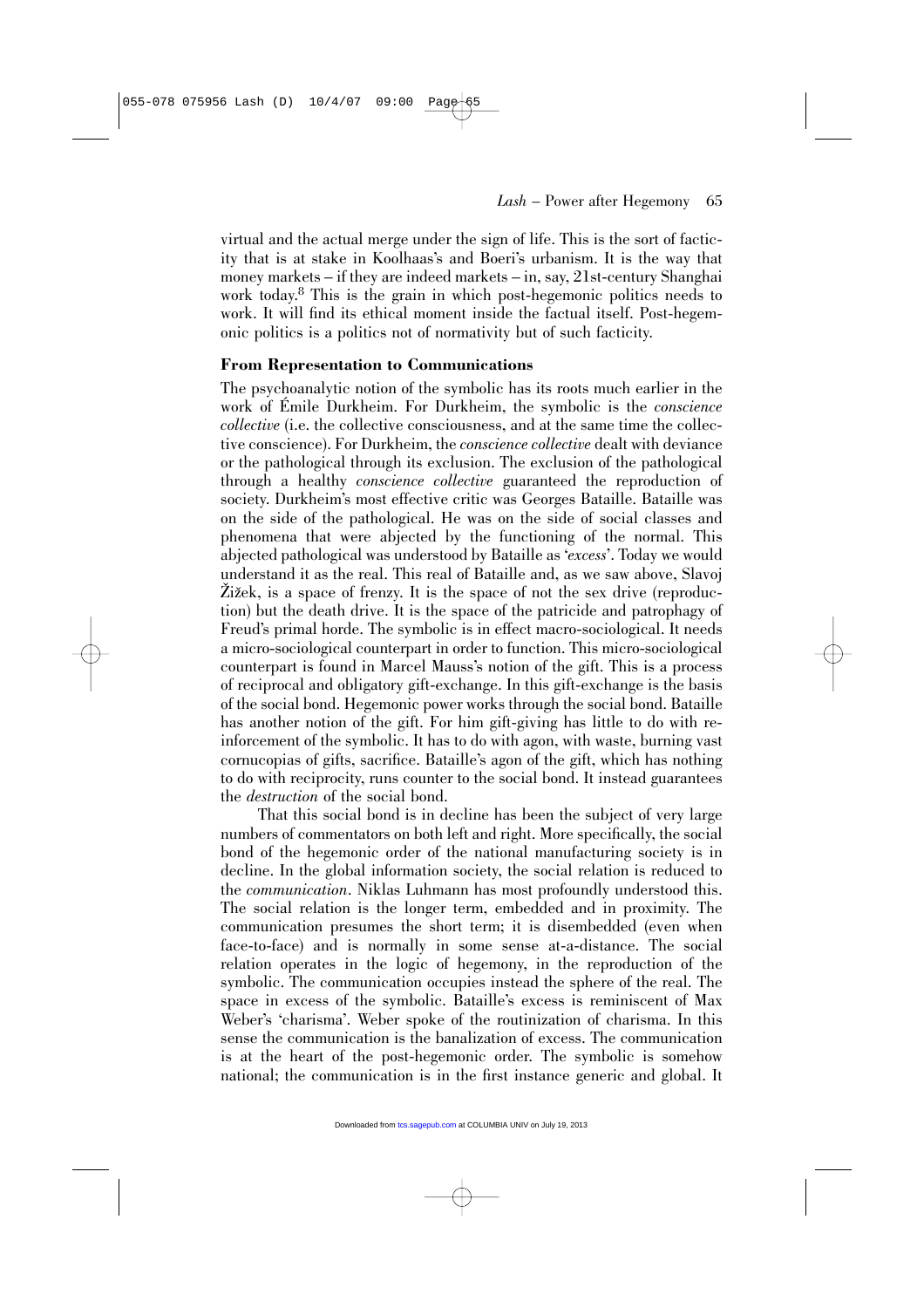virtual and the actual merge under the sign of life. This is the sort of facticity that is at stake in Koolhaas's and Boeri's urbanism. It is the way that money markets – if they are indeed markets – in, say, 21st-century Shanghai work today.[8] This is the grain in which post-hegemonic politics needs to work. It will find its ethical moment inside the factual itself. Post-hegemonic politics is a politics not of normativity but of such facticity.

### From Representation to Communications

The psychoanalytic notion of the symbolic has its roots much earlier in the work of Émile Durkheim. For Durkheim, the symbolic is the *conscience collective* (i.e. the collective consciousness, and at the same time the collective conscience). For Durkheim, the *conscience collective* dealt with deviance or the pathological through its exclusion. The exclusion of the pathological through a healthy *conscience collective* guaranteed the reproduction of society. Durkheim's most effective critic was Georges Bataille. Bataille was on the side of the pathological. He was on the side of social classes and phenomena that were abjected by the functioning of the normal. This abjected pathological was understood by Bataille as '*excess*'. Today we would understand it as the real. This real of Bataille and, as we saw above, Slavoj Žižek, is a space of frenzy. It is the space of not the sex drive (reproduction) but the death drive. It is the space of the patricide and patrophagy of Freud's primal horde. The symbolic is in effect macro-sociological. It needs a micro-sociological counterpart in order to function. This micro-sociological counterpart is found in Marcel Mauss's notion of the gift. This is a process of reciprocal and obligatory gift-exchange. In this gift-exchange is the basis of the social bond. Hegemonic power works through the social bond. Bataille has another notion of the gift. For him gift-giving has little to do with reinforcement of the symbolic. It has to do with agon, with waste, burning vast cornucopias of gifts, sacrifice. Bataille's agon of the gift, which has nothing to do with reciprocity, runs counter to the social bond. It instead guarantees the *destruction* of the social bond.

That this social bond is in decline has been the subject of very large numbers of commentators on both left and right. More specifically, the social bond of the hegemonic order of the national manufacturing society is in decline. In the global information society, the social relation is reduced to the *communication*. Niklas Luhmann has most profoundly understood this. The social relation is the longer term, embedded and in proximity. The communication presumes the short term; it is disembedded (even when face-to-face) and is normally in some sense at-a-distance. The social relation operates in the logic of hegemony, in the reproduction of the symbolic. The communication occupies instead the sphere of the real. The space in excess of the symbolic. Bataille's excess is reminiscent of Max Weber's 'charisma'. Weber spoke of the routinization of charisma. In this sense the communication is the banalization of excess. The communication is at the heart of the post-hegemonic order. The symbolic is somehow national; the communication is in the first instance generic and global. It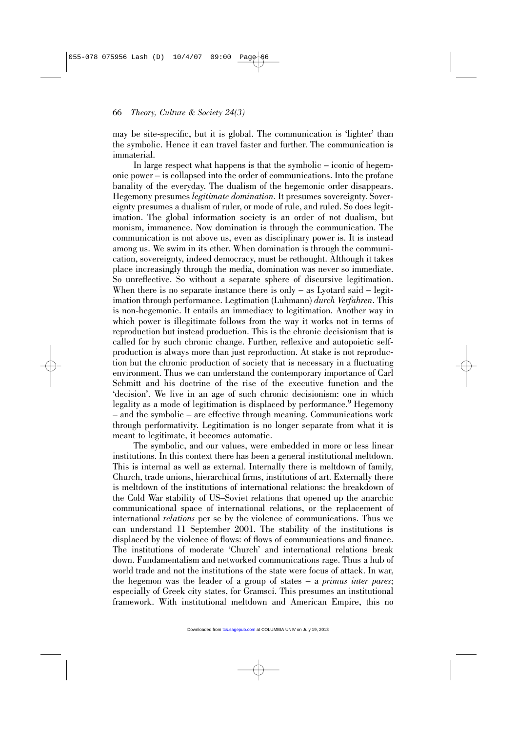may be site-specific, but it is global. The communication is 'lighter' than the symbolic. Hence it can travel faster and further. The communication is immaterial.

In large respect what happens is that the symbolic – iconic of hegemonic power – is collapsed into the order of communications. Into the profane banality of the everyday. The dualism of the hegemonic order disappears. Hegemony presumes *legitimate domination*. It presumes sovereignty. Sovereignty presumes a dualism of ruler, or mode of rule, and ruled. So does legitimation. The global information society is an order of not dualism, but monism, immanence. Now domination is through the communication. The communication is not above us, even as disciplinary power is. It is instead among us. We swim in its ether. When domination is through the communication, sovereignty, indeed democracy, must be rethought. Although it takes place increasingly through the media, domination was never so immediate. So unreflective. So without a separate sphere of discursive legitimation. When there is no separate instance there is only – as Lyotard said – legitimation through performance. Legtimation (Luhmann) *durch Verfahren*. This is non-hegemonic. It entails an immediacy to legitimation. Another way in which power is illegitimate follows from the way it works not in terms of reproduction but instead production. This is the chronic decisionism that is called for by such chronic change. Further, reflexive and autopoietic self-production is always more than just reproduction. At stake is not reproduction but the chronic production of society that is necessary in a fluctuating environment. Thus we can understand the contemporary importance of Carl Schmitt and his doctrine of the rise of the executive function and the 'decision'. We live in an age of such chronic decisionism: one in which legality as a mode of legitimation is displaced by performance.[9] Hegemony – and the symbolic – are effective through meaning. Communications work through performativity. Legitimation is no longer separate from what it is meant to legitimate, it becomes automatic.

The symbolic, and our values, were embedded in more or less linear institutions. In this context there has been a general institutional meltdown. This is internal as well as external. Internally there is meltdown of family, Church, trade unions, hierarchical firms, institutions of art. Externally there is meltdown of the institutions of international relations: the breakdown of the Cold War stability of US–Soviet relations that opened up the anarchic communicational space of international relations, or the replacement of international *relations* per se by the violence of communications. Thus we can understand 11 September 2001. The stability of the institutions is displaced by the violence of flows: of flows of communications and finance. The institutions of moderate 'Church' and international relations break down. Fundamentalism and networked communications rage. Thus a hub of world trade and not the institutions of the state were focus of attack. In war, the hegemon was the leader of a group of states – a *primus inter pares*; especially of Greek city states, for Gramsci. This presumes an institutional framework. With institutional meltdown and American Empire, this no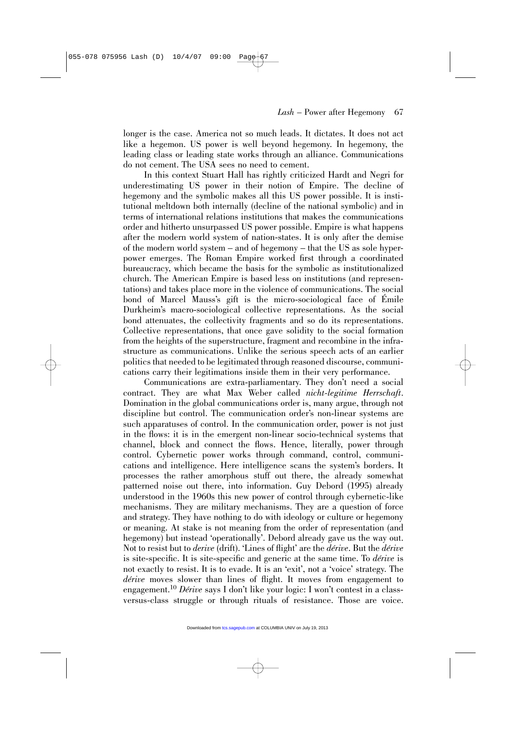longer is the case. America not so much leads. It dictates. It does not act like a hegemon. US power is well beyond hegemony. In hegemony, the leading class or leading state works through an alliance. Communications do not cement. The USA sees no need to cement.

In this context Stuart Hall has rightly criticized Hardt and Negri for underestimating US power in their notion of Empire. The decline of hegemony and the symbolic makes all this US power possible. It is institutional meltdown both internally (decline of the national symbolic) and in terms of international relations institutions that makes the communications order and hitherto unsurpassed US power possible. Empire is what happens after the modern world system of nation-states. It is only after the demise of the modern world system – and of hegemony – that the US as sole hyper-power emerges. The Roman Empire worked first through a coordinated bureaucracy, which became the basis for the symbolic as institutionalized church. The American Empire is based less on institutions (and representations) and takes place more in the violence of communications. The social bond of Marcel Mauss's gift is the micro-sociological face of Émile Durkheim's macro-sociological collective representations. As the social bond attenuates, the collectivity fragments and so do its representations. Collective representations, that once gave solidity to the social formation from the heights of the superstructure, fragment and recombine in the infrastructure as communications. Unlike the serious speech acts of an earlier politics that needed to be legitimated through reasoned discourse, communications carry their legitimations inside them in their very performance.

Communications are extra-parliamentary. They don't need a social contract. They are what Max Weber called *nicht-legitime Herrschaft*. Domination in the global communications order is, many argue, through not discipline but control. The communication order's non-linear systems are such apparatuses of control. In the communication order, power is not just in the flows: it is in the emergent non-linear socio-technical systems that channel, block and connect the flows. Hence, literally, power through control. Cybernetic power works through command, control, communications and intelligence. Here intelligence scans the system's borders. It processes the rather amorphous stuff out there, the already somewhat patterned noise out there, into information. Guy Debord (1995) already understood in the 1960s this new power of control through cybernetic-like mechanisms. They are military mechanisms. They are a question of force and strategy. They have nothing to do with ideology or culture or hegemony or meaning. At stake is not meaning from the order of representation (and hegemony) but instead 'operationally'. Debord already gave us the way out. Not to resist but to *derive* (drift). 'Lines of flight' are the *dérive*. But the *dérive* is site-specific. It is site-specific and generic at the same time. To *dérive* is not exactly to resist. It is to evade. It is an 'exit', not a 'voice' strategy. The *dérive* moves slower than lines of flight. It moves from engagement to engagement.[10] *Dérive* says I don't like your logic: I won't contest in a class-versus-class struggle or through rituals of resistance. Those are voice.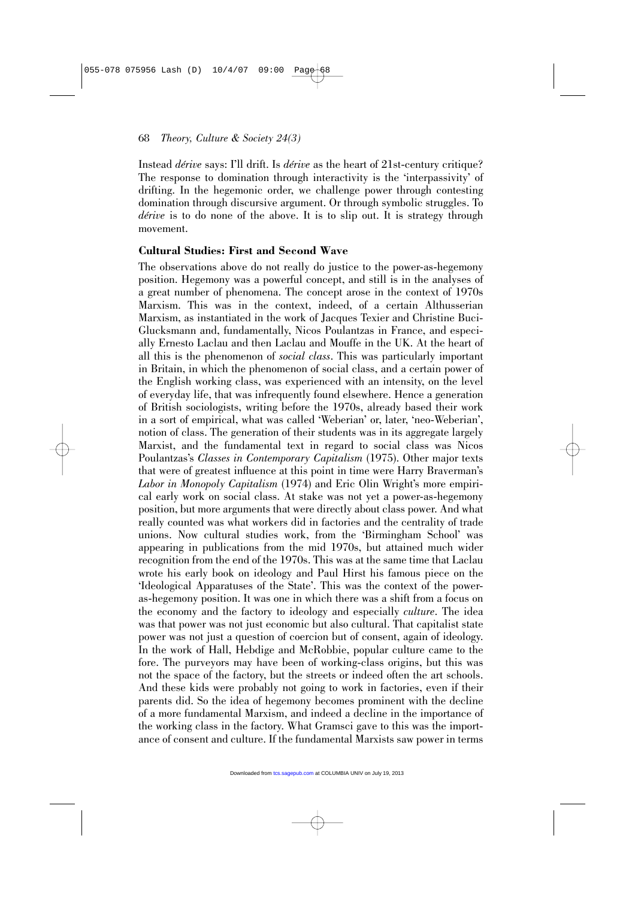Instead *dérive* says: I'll drift. Is *dérive* as the heart of 21st-century critique? The response to domination through interactivity is the 'interpassivity' of drifting. In the hegemonic order, we challenge power through contesting domination through discursive argument. Or through symbolic struggles. To *dérive* is to do none of the above. It is to slip out. It is strategy through movement.

## Cultural Studies: First and Second Wave

The observations above do not really do justice to the power-as-hegemony position. Hegemony was a powerful concept, and still is in the analyses of a great number of phenomena. The concept arose in the context of 1970s Marxism. This was in the context, indeed, of a certain Althusserian Marxism, as instantiated in the work of Jacques Texier and Christine Buci-Glucksmann and, fundamentally, Nicos Poulantzas in France, and especially Ernesto Laclau and then Laclau and Mouffe in the UK. At the heart of all this is the phenomenon of *social class*. This was particularly important in Britain, in which the phenomenon of social class, and a certain power of the English working class, was experienced with an intensity, on the level of everyday life, that was infrequently found elsewhere. Hence a generation of British sociologists, writing before the 1970s, already based their work in a sort of empirical, what was called 'Weberian' or, later, 'neo-Weberian', notion of class. The generation of their students was in its aggregate largely Marxist, and the fundamental text in regard to social class was Nicos Poulantzas's *Classes in Contemporary Capitalism* (1975). Other major texts that were of greatest influence at this point in time were Harry Braverman's *Labor in Monopoly Capitalism* (1974) and Eric Olin Wright's more empirical early work on social class. At stake was not yet a power-as-hegemony position, but more arguments that were directly about class power. And what really counted was what workers did in factories and the centrality of trade unions. Now cultural studies work, from the 'Birmingham School' was appearing in publications from the mid 1970s, but attained much wider recognition from the end of the 1970s. This was at the same time that Laclau wrote his early book on ideology and Paul Hirst his famous piece on the 'Ideological Apparatuses of the State'. This was the context of the power-as-hegemony position. It was one in which there was a shift from a focus on the economy and the factory to ideology and especially *culture*. The idea was that power was not just economic but also cultural. That capitalist state power was not just a question of coercion but of consent, again of ideology. In the work of Hall, Hebdige and McRobbie, popular culture came to the fore. The purveyors may have been of working-class origins, but this was not the space of the factory, but the streets or indeed often the art schools. And these kids were probably not going to work in factories, even if their parents did. So the idea of hegemony becomes prominent with the decline of a more fundamental Marxism, and indeed a decline in the importance of the working class in the factory. What Gramsci gave to this was the importance of consent and culture. If the fundamental Marxists saw power in terms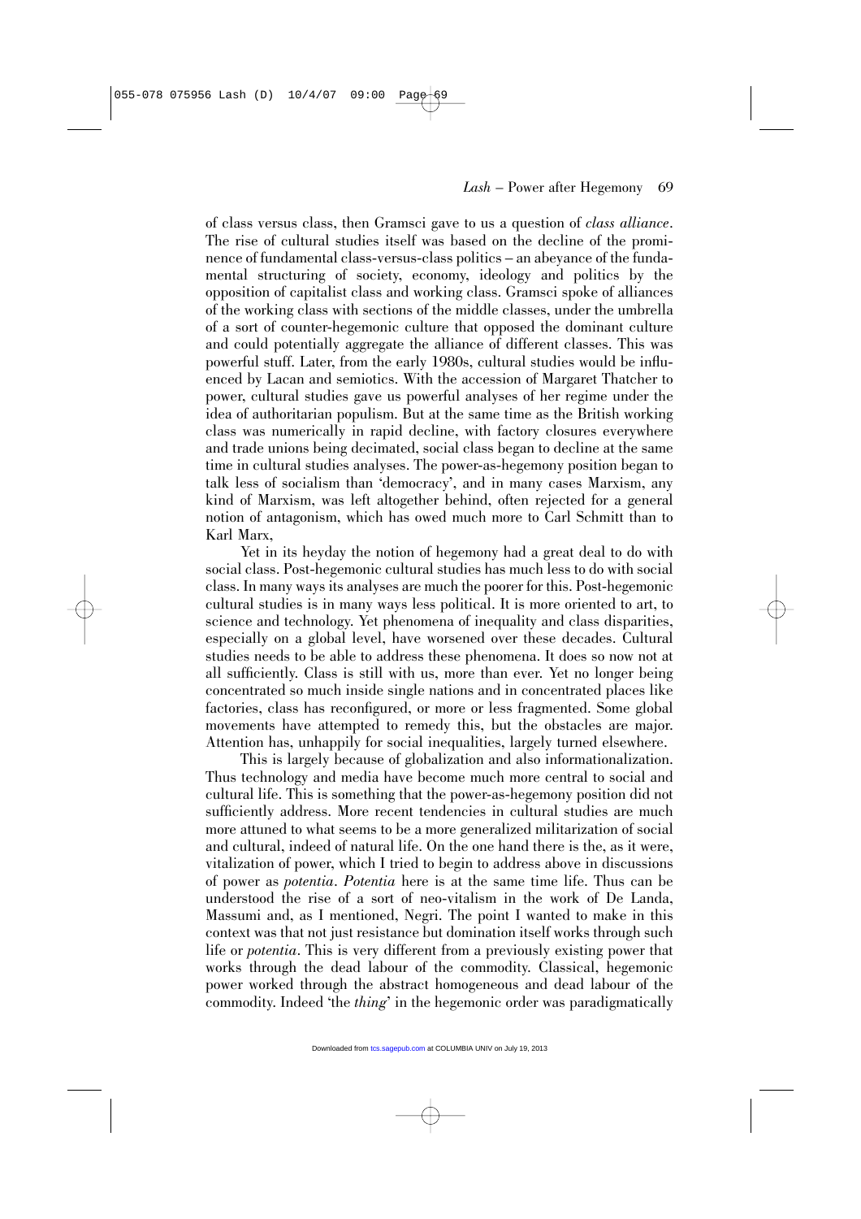of class versus class, then Gramsci gave to us a question of *class alliance*. The rise of cultural studies itself was based on the decline of the prominence of fundamental class-versus-class politics – an abeyance of the fundamental structuring of society, economy, ideology and politics by the opposition of capitalist class and working class. Gramsci spoke of alliances of the working class with sections of the middle classes, under the umbrella of a sort of counter-hegemonic culture that opposed the dominant culture and could potentially aggregate the alliance of different classes. This was powerful stuff. Later, from the early 1980s, cultural studies would be influenced by Lacan and semiotics. With the accession of Margaret Thatcher to power, cultural studies gave us powerful analyses of her regime under the idea of authoritarian populism. But at the same time as the British working class was numerically in rapid decline, with factory closures everywhere and trade unions being decimated, social class began to decline at the same time in cultural studies analyses. The power-as-hegemony position began to talk less of socialism than 'democracy', and in many cases Marxism, any kind of Marxism, was left altogether behind, often rejected for a general notion of antagonism, which has owed much more to Carl Schmitt than to Karl Marx,

Yet in its heyday the notion of hegemony had a great deal to do with social class. Post-hegemonic cultural studies has much less to do with social class. In many ways its analyses are much the poorer for this. Post-hegemonic cultural studies is in many ways less political. It is more oriented to art, to science and technology. Yet phenomena of inequality and class disparities, especially on a global level, have worsened over these decades. Cultural studies needs to be able to address these phenomena. It does so now not at all sufficiently. Class is still with us, more than ever. Yet no longer being concentrated so much inside single nations and in concentrated places like factories, class has reconfigured, or more or less fragmented. Some global movements have attempted to remedy this, but the obstacles are major. Attention has, unhappily for social inequalities, largely turned elsewhere.

This is largely because of globalization and also informationalization. Thus technology and media have become much more central to social and cultural life. This is something that the power-as-hegemony position did not sufficiently address. More recent tendencies in cultural studies are much more attuned to what seems to be a more generalized militarization of social and cultural, indeed of natural life. On the one hand there is the, as it were, vitalization of power, which I tried to begin to address above in discussions of power as *potentia*. *Potentia* here is at the same time life. Thus can be understood the rise of a sort of neo-vitalism in the work of De Landa, Massumi and, as I mentioned, Negri. The point I wanted to make in this context was that not just resistance but domination itself works through such life or *potentia*. This is very different from a previously existing power that works through the dead labour of the commodity. Classical, hegemonic power worked through the abstract homogeneous and dead labour of the commodity. Indeed 'the *thing*' in the hegemonic order was paradigmatically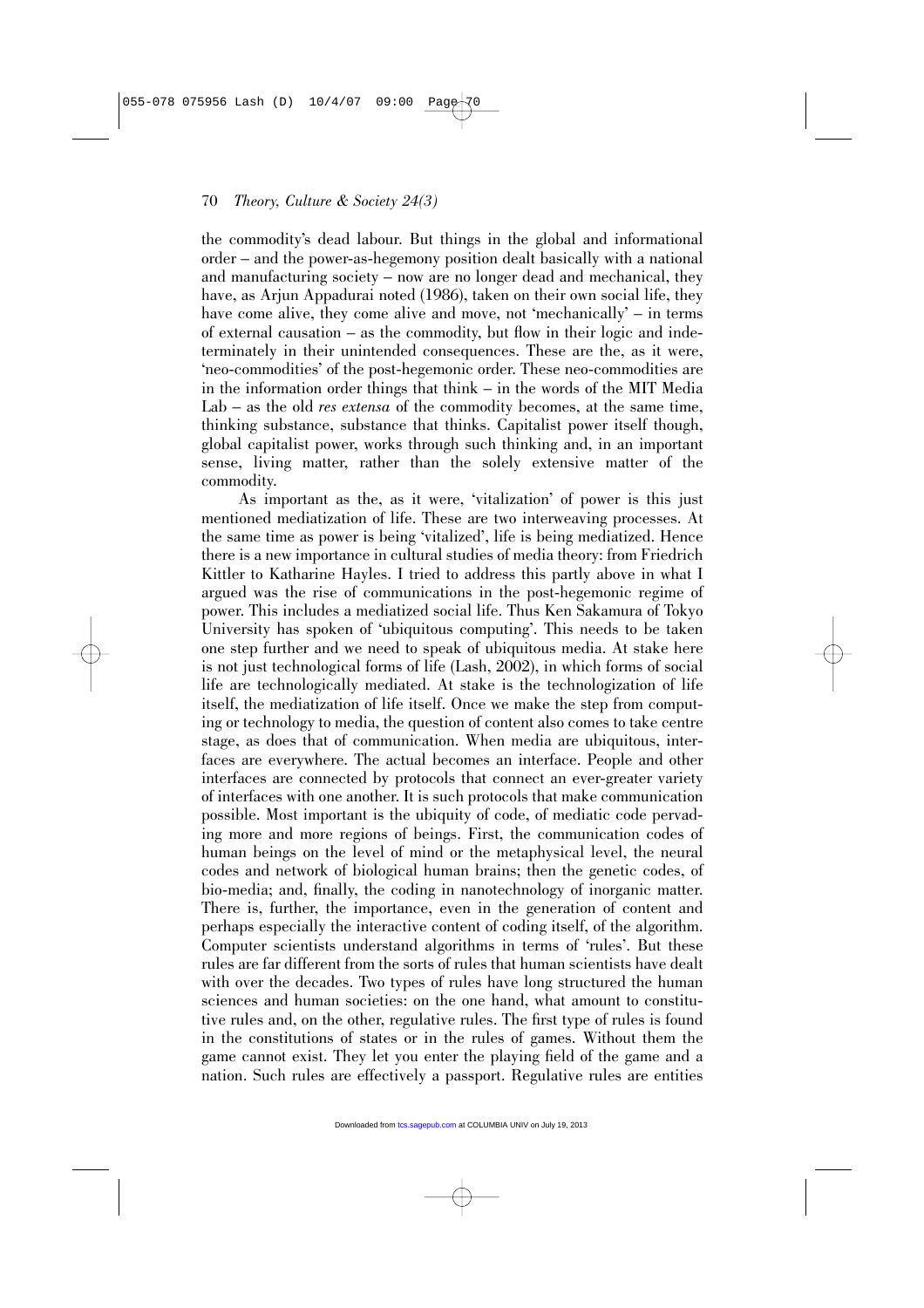the commodity's dead labour. But things in the global and informational order – and the power-as-hegemony position dealt basically with a national and manufacturing society – now are no longer dead and mechanical, they have, as Arjun Appadurai noted (1986), taken on their own social life, they have come alive, they come alive and move, not 'mechanically' – in terms of external causation – as the commodity, but flow in their logic and indeterminately in their unintended consequences. These are the, as it were, 'neo-commodities' of the post-hegemonic order. These neo-commodities are in the information order things that think – in the words of the MIT Media Lab – as the old *res extensa* of the commodity becomes, at the same time, thinking substance, substance that thinks. Capitalist power itself though, global capitalist power, works through such thinking and, in an important sense, living matter, rather than the solely extensive matter of the commodity.

As important as the, as it were, 'vitalization' of power is this just mentioned mediatization of life. These are two interweaving processes. At the same time as power is being 'vitalized', life is being mediatized. Hence there is a new importance in cultural studies of media theory: from Friedrich Kittler to Katharine Hayles. I tried to address this partly above in what I argued was the rise of communications in the post-hegemonic regime of power. This includes a mediatized social life. Thus Ken Sakamura of Tokyo University has spoken of 'ubiquitous computing'. This needs to be taken one step further and we need to speak of ubiquitous media. At stake here is not just technological forms of life (Lash, 2002), in which forms of social life are technologically mediated. At stake is the technologization of life itself, the mediatization of life itself. Once we make the step from computing or technology to media, the question of content also comes to take centre stage, as does that of communication. When media are ubiquitous, interfaces are everywhere. The actual becomes an interface. People and other interfaces are connected by protocols that connect an ever-greater variety of interfaces with one another. It is such protocols that make communication possible. Most important is the ubiquity of code, of mediatic code pervading more and more regions of beings. First, the communication codes of human beings on the level of mind or the metaphysical level, the neural codes and network of biological human brains; then the genetic codes, of bio-media; and, finally, the coding in nanotechnology of inorganic matter. There is, further, the importance, even in the generation of content and perhaps especially the interactive content of coding itself, of the algorithm. Computer scientists understand algorithms in terms of 'rules'. But these rules are far different from the sorts of rules that human scientists have dealt with over the decades. Two types of rules have long structured the human sciences and human societies: on the one hand, what amount to constitutive rules and, on the other, regulative rules. The first type of rules is found in the constitutions of states or in the rules of games. Without them the game cannot exist. They let you enter the playing field of the game and a nation. Such rules are effectively a passport. Regulative rules are entities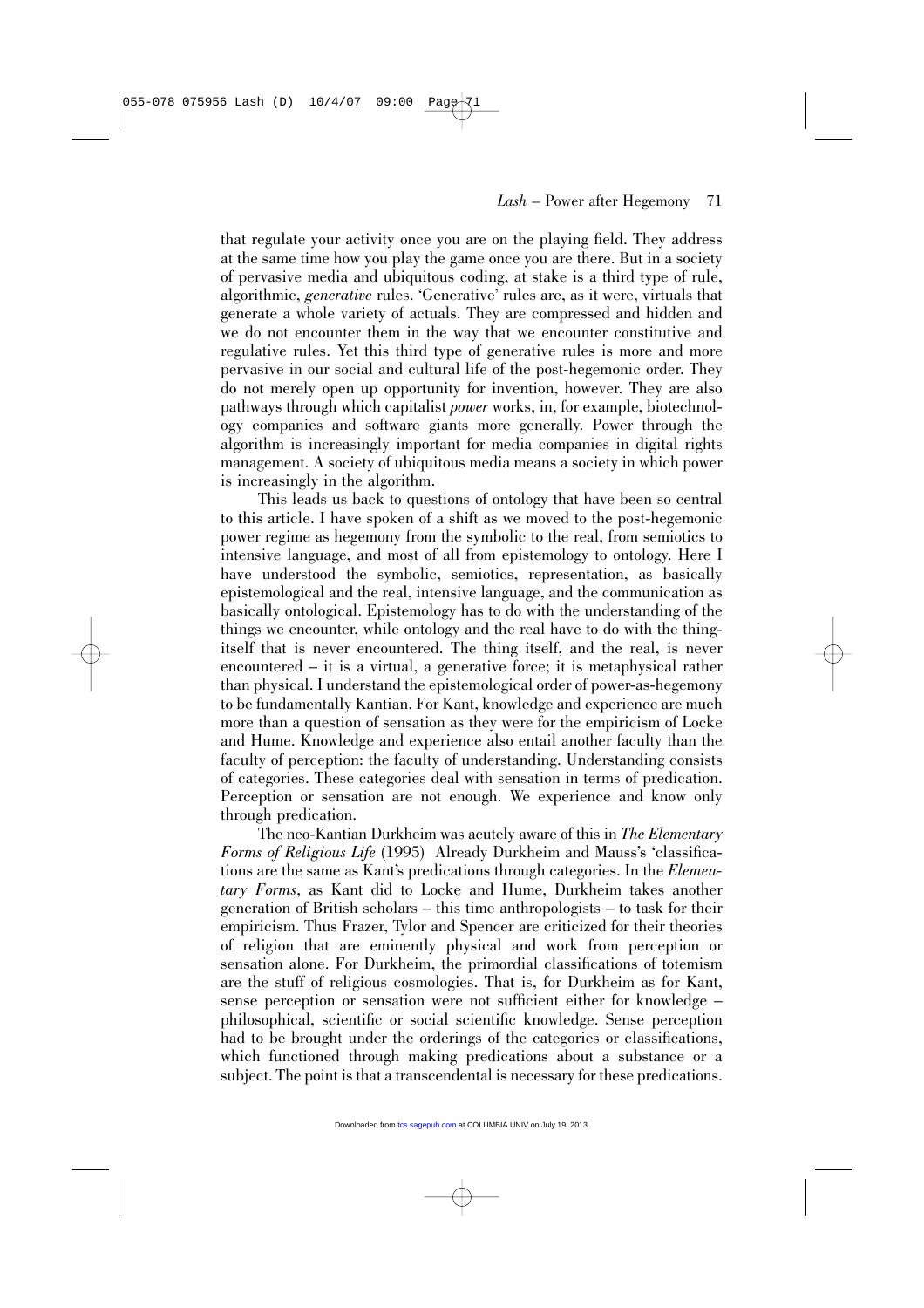that regulate your activity once you are on the playing field. They address at the same time how you play the game once you are there. But in a society of pervasive media and ubiquitous coding, at stake is a third type of rule, algorithmic, *generative* rules. 'Generative' rules are, as it were, virtuals that generate a whole variety of actuals. They are compressed and hidden and we do not encounter them in the way that we encounter constitutive and regulative rules. Yet this third type of generative rules is more and more pervasive in our social and cultural life of the post-hegemonic order. They do not merely open up opportunity for invention, however. They are also pathways through which capitalist *power* works, in, for example, biotechnology companies and software giants more generally. Power through the algorithm is increasingly important for media companies in digital rights management. A society of ubiquitous media means a society in which power is increasingly in the algorithm.

This leads us back to questions of ontology that have been so central to this article. I have spoken of a shift as we moved to the post-hegemonic power regime as hegemony from the symbolic to the real, from semiotics to intensive language, and most of all from epistemology to ontology. Here I have understood the symbolic, semiotics, representation, as basically epistemological and the real, intensive language, and the communication as basically ontological. Epistemology has to do with the understanding of the things we encounter, while ontology and the real have to do with the thing-itself that is never encountered. The thing itself, and the real, is never encountered – it is a virtual, a generative force; it is metaphysical rather than physical. I understand the epistemological order of power-as-hegemony to be fundamentally Kantian. For Kant, knowledge and experience are much more than a question of sensation as they were for the empiricism of Locke and Hume. Knowledge and experience also entail another faculty than the faculty of perception: the faculty of understanding. Understanding consists of categories. These categories deal with sensation in terms of predication. Perception or sensation are not enough. We experience and know only through predication.

The neo-Kantian Durkheim was acutely aware of this in *The Elementary Forms of Religious Life* (1995) Already Durkheim and Mauss's 'classifications are the same as Kant's predications through categories. In the *Elementary Forms*, as Kant did to Locke and Hume, Durkheim takes another generation of British scholars – this time anthropologists – to task for their empiricism. Thus Frazer, Tylor and Spencer are criticized for their theories of religion that are eminently physical and work from perception or sensation alone. For Durkheim, the primordial classifications of totemism are the stuff of religious cosmologies. That is, for Durkheim as for Kant, sense perception or sensation were not sufficient either for knowledge – philosophical, scientific or social scientific knowledge. Sense perception had to be brought under the orderings of the categories or classifications, which functioned through making predications about a substance or a subject. The point is that a transcendental is necessary for these predications.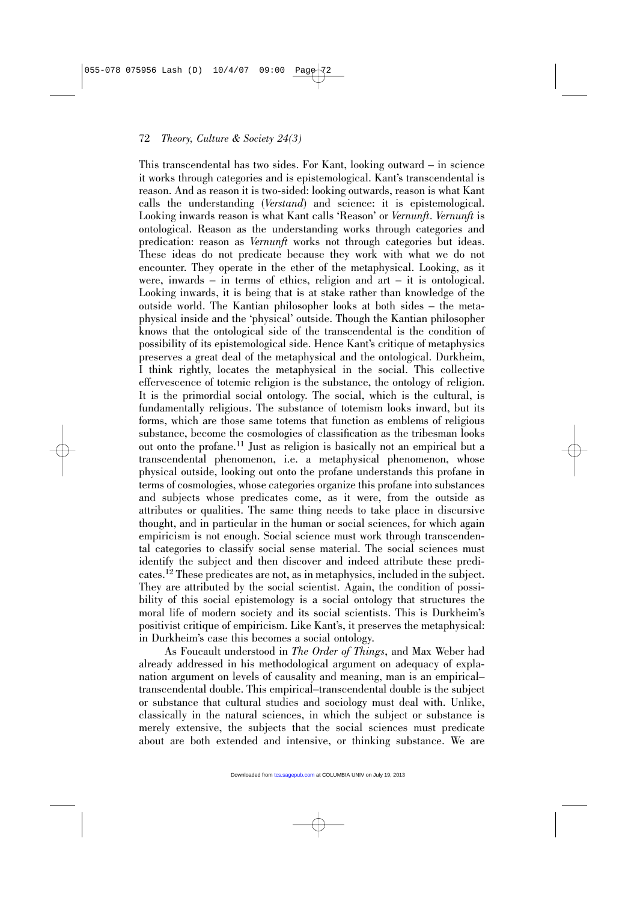This transcendental has two sides. For Kant, looking outward – in science it works through categories and is epistemological. Kant's transcendental is reason. And as reason it is two-sided: looking outwards, reason is what Kant calls the understanding (*Verstand*) and science: it is epistemological. Looking inwards reason is what Kant calls 'Reason' or *Vernunft*. *Vernunft* is ontological. Reason as the understanding works through categories and predication: reason as *Vernunft* works not through categories but ideas. These ideas do not predicate because they work with what we do not encounter. They operate in the ether of the metaphysical. Looking, as it were, inwards – in terms of ethics, religion and art – it is ontological. Looking inwards, it is being that is at stake rather than knowledge of the outside world. The Kantian philosopher looks at both sides – the metaphysical inside and the 'physical' outside. Though the Kantian philosopher knows that the ontological side of the transcendental is the condition of possibility of its epistemological side. Hence Kant's critique of metaphysics preserves a great deal of the metaphysical and the ontological. Durkheim, I think rightly, locates the metaphysical in the social. This collective effervescence of totemic religion is the substance, the ontology of religion. It is the primordial social ontology. The social, which is the cultural, is fundamentally religious. The substance of totemism looks inward, but its forms, which are those same totems that function as emblems of religious substance, become the cosmologies of classification as the tribesman looks out onto the profane.[11] Just as religion is basically not an empirical but a transcendental phenomenon, i.e. a metaphysical phenomenon, whose physical outside, looking out onto the profane understands this profane in terms of cosmologies, whose categories organize this profane into substances and subjects whose predicates come, as it were, from the outside as attributes or qualities. The same thing needs to take place in discursive thought, and in particular in the human or social sciences, for which again empiricism is not enough. Social science must work through transcendental categories to classify social sense material. The social sciences must identify the subject and then discover and indeed attribute these predicates.[12] These predicates are not, as in metaphysics, included in the subject. They are attributed by the social scientist. Again, the condition of possibility of this social epistemology is a social ontology that structures the moral life of modern society and its social scientists. This is Durkheim's positivist critique of empiricism. Like Kant's, it preserves the metaphysical: in Durkheim's case this becomes a social ontology.

As Foucault understood in *The Order of Things*, and Max Weber had already addressed in his methodological argument on adequacy of explanation argument on levels of causality and meaning, man is an empirical–transcendental double. This empirical–transcendental double is the subject or substance that cultural studies and sociology must deal with. Unlike, classically in the natural sciences, in which the subject or substance is merely extensive, the subjects that the social sciences must predicate about are both extended and intensive, or thinking substance. We are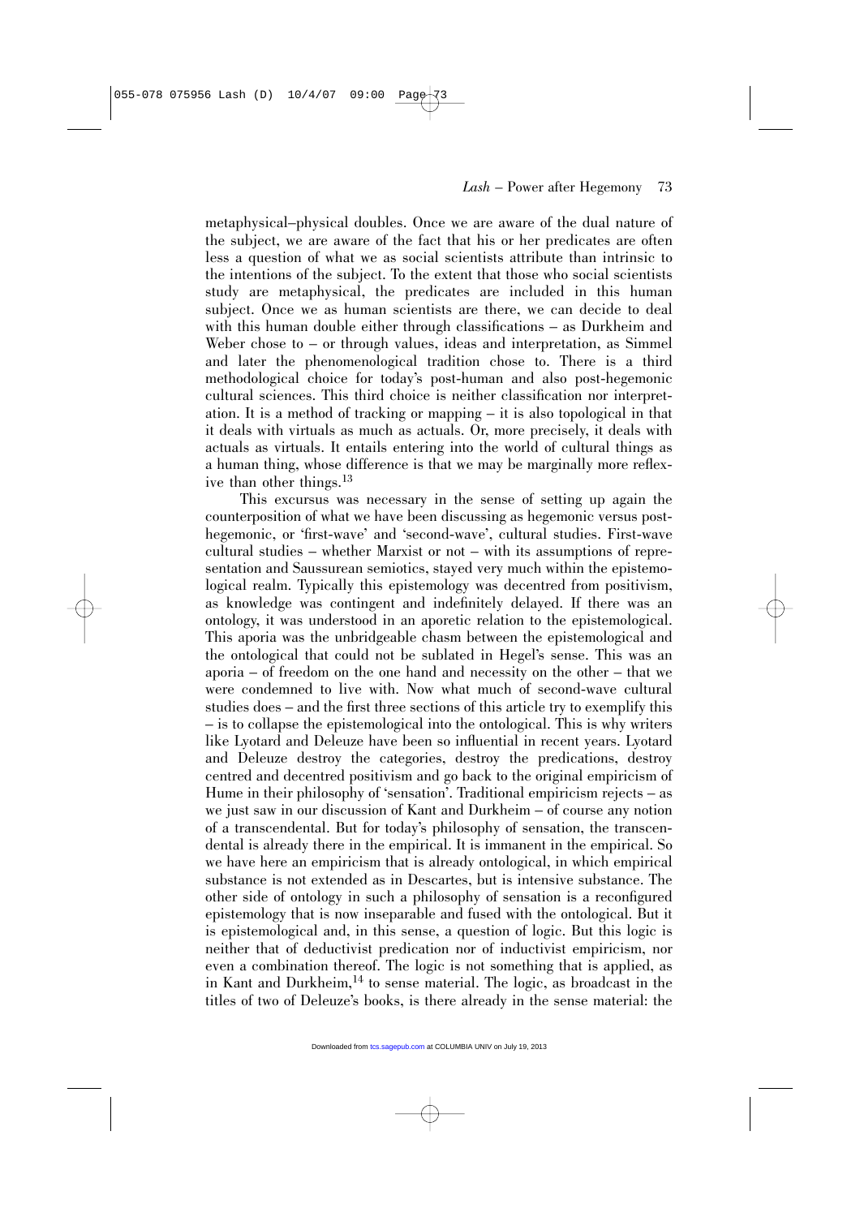metaphysical–physical doubles. Once we are aware of the dual nature of the subject, we are aware of the fact that his or her predicates are often less a question of what we as social scientists attribute than intrinsic to the intentions of the subject. To the extent that those who social scientists study are metaphysical, the predicates are included in this human subject. Once we as human scientists are there, we can decide to deal with this human double either through classifications – as Durkheim and Weber chose to – or through values, ideas and interpretation, as Simmel and later the phenomenological tradition chose to. There is a third methodological choice for today's post-human and also post-hegemonic cultural sciences. This third choice is neither classification nor interpretation. It is a method of tracking or mapping – it is also topological in that it deals with virtuals as much as actuals. Or, more precisely, it deals with actuals as virtuals. It entails entering into the world of cultural things as a human thing, whose difference is that we may be marginally more reflexive than other things.[13]

This excursus was necessary in the sense of setting up again the counterposition of what we have been discussing as hegemonic versus post-hegemonic, or 'first-wave' and 'second-wave', cultural studies. First-wave cultural studies – whether Marxist or not – with its assumptions of representation and Saussurean semiotics, stayed very much within the epistemological realm. Typically this epistemology was decentred from positivism, as knowledge was contingent and indefinitely delayed. If there was an ontology, it was understood in an aporetic relation to the epistemological. This aporia was the unbridgeable chasm between the epistemological and the ontological that could not be sublated in Hegel's sense. This was an aporia – of freedom on the one hand and necessity on the other – that we were condemned to live with. Now what much of second-wave cultural studies does – and the first three sections of this article try to exemplify this – is to collapse the epistemological into the ontological. This is why writers like Lyotard and Deleuze have been so influential in recent years. Lyotard and Deleuze destroy the categories, destroy the predications, destroy centred and decentred positivism and go back to the original empiricism of Hume in their philosophy of 'sensation'. Traditional empiricism rejects – as we just saw in our discussion of Kant and Durkheim – of course any notion of a transcendental. But for today's philosophy of sensation, the transcendental is already there in the empirical. It is immanent in the empirical. So we have here an empiricism that is already ontological, in which empirical substance is not extended as in Descartes, but is intensive substance. The other side of ontology in such a philosophy of sensation is a reconfigured epistemology that is now inseparable and fused with the ontological. But it is epistemological and, in this sense, a question of logic. But this logic is neither that of deductivist predication nor of inductivist empiricism, nor even a combination thereof. The logic is not something that is applied, as in Kant and Durkheim,[14] to sense material. The logic, as broadcast in the titles of two of Deleuze's books, is there already in the sense material: the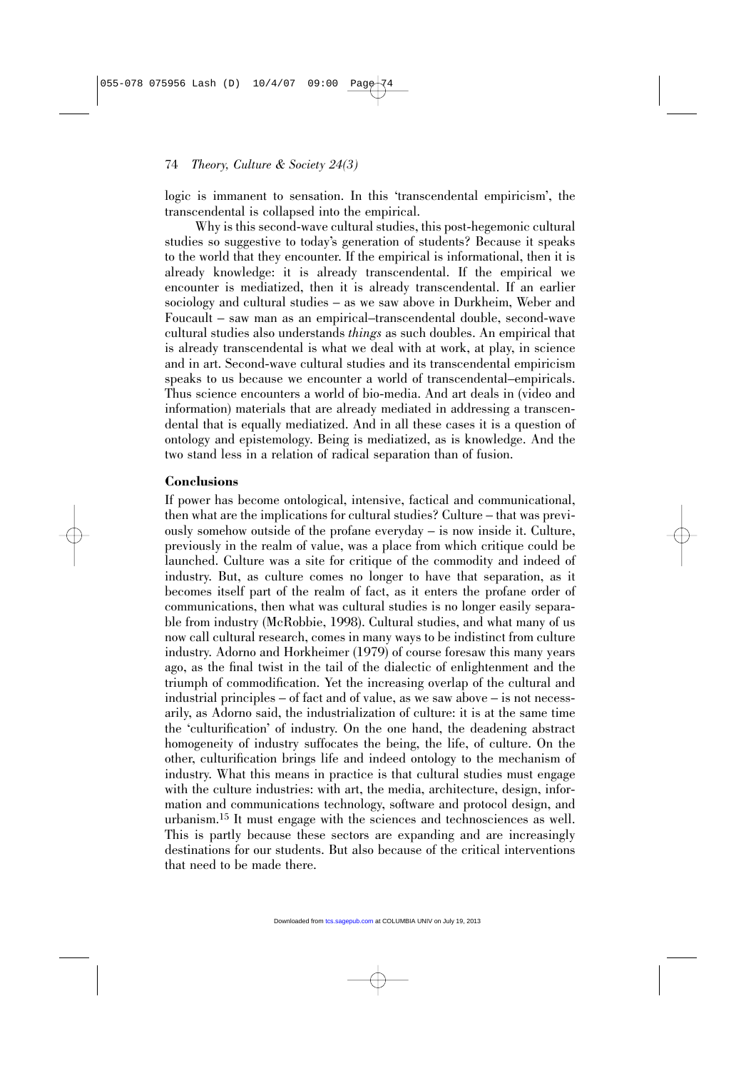logic is immanent to sensation. In this 'transcendental empiricism', the transcendental is collapsed into the empirical.

Why is this second-wave cultural studies, this post-hegemonic cultural studies so suggestive to today's generation of students? Because it speaks to the world that they encounter. If the empirical is informational, then it is already knowledge: it is already transcendental. If the empirical we encounter is mediatized, then it is already transcendental. If an earlier sociology and cultural studies – as we saw above in Durkheim, Weber and Foucault – saw man as an empirical–transcendental double, second-wave cultural studies also understands *things* as such doubles. An empirical that is already transcendental is what we deal with at work, at play, in science and in art. Second-wave cultural studies and its transcendental empiricism speaks to us because we encounter a world of transcendental–empiricals. Thus science encounters a world of bio-media. And art deals in (video and information) materials that are already mediated in addressing a transcendental that is equally mediatized. And in all these cases it is a question of ontology and epistemology. Being is mediatized, as is knowledge. And the two stand less in a relation of radical separation than of fusion.

## Conclusions

If power has become ontological, intensive, factical and communicational, then what are the implications for cultural studies? Culture – that was previously somehow outside of the profane everyday – is now inside it. Culture, previously in the realm of value, was a place from which critique could be launched. Culture was a site for critique of the commodity and indeed of industry. But, as culture comes no longer to have that separation, as it becomes itself part of the realm of fact, as it enters the profane order of communications, then what was cultural studies is no longer easily separable from industry (McRobbie, 1998). Cultural studies, and what many of us now call cultural research, comes in many ways to be indistinct from culture industry. Adorno and Horkheimer (1979) of course foresaw this many years ago, as the final twist in the tail of the dialectic of enlightenment and the triumph of commodification. Yet the increasing overlap of the cultural and industrial principles – of fact and of value, as we saw above – is not necessarily, as Adorno said, the industrialization of culture: it is at the same time the 'culturification' of industry. On the one hand, the deadening abstract homogeneity of industry suffocates the being, the life, of culture. On the other, culturification brings life and indeed ontology to the mechanism of industry. What this means in practice is that cultural studies must engage with the culture industries: with art, the media, architecture, design, information and communications technology, software and protocol design, and urbanism.[15] It must engage with the sciences and technosciences as well. This is partly because these sectors are expanding and are increasingly destinations for our students. But also because of the critical interventions that need to be made there.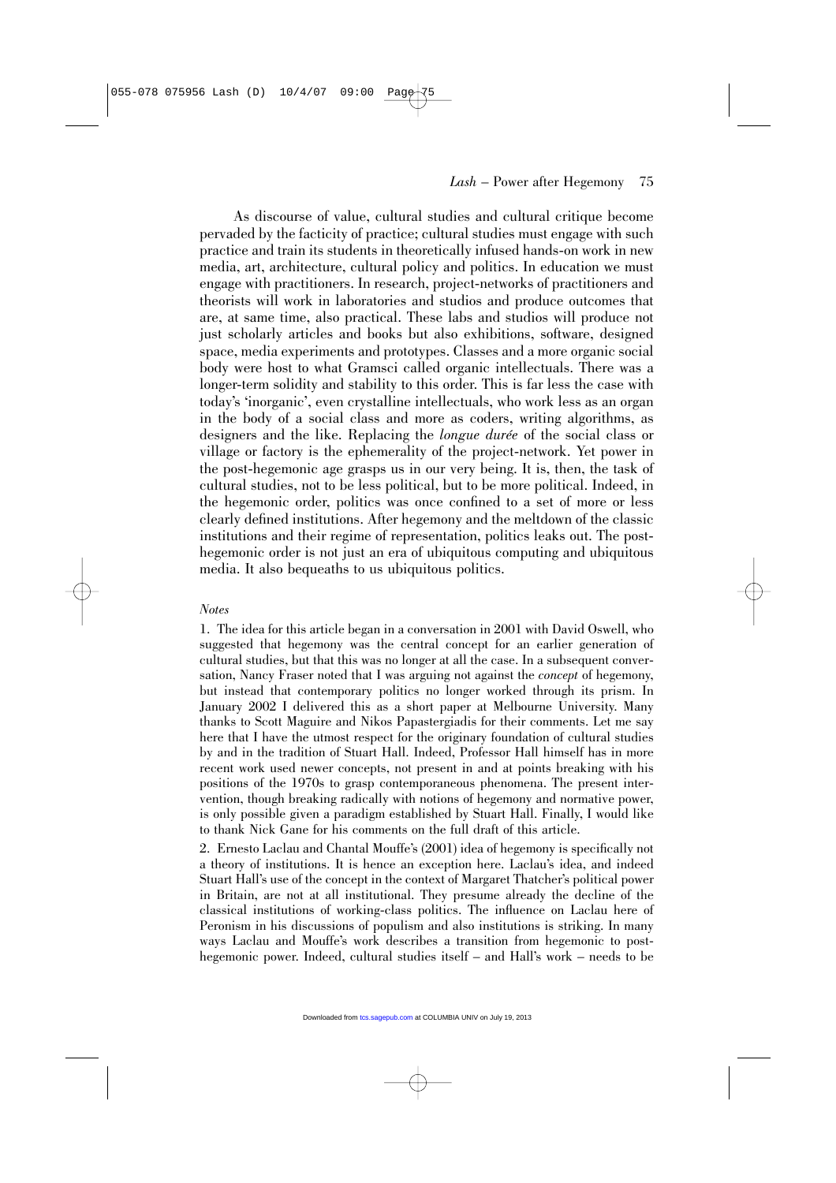As discourse of value, cultural studies and cultural critique become pervaded by the facticity of practice; cultural studies must engage with such practice and train its students in theoretically infused hands-on work in new media, art, architecture, cultural policy and politics. In education we must engage with practitioners. In research, project-networks of practitioners and theorists will work in laboratories and studios and produce outcomes that are, at same time, also practical. These labs and studios will produce not just scholarly articles and books but also exhibitions, software, designed space, media experiments and prototypes. Classes and a more organic social body were host to what Gramsci called organic intellectuals. There was a longer-term solidity and stability to this order. This is far less the case with today's 'inorganic', even crystalline intellectuals, who work less as an organ in the body of a social class and more as coders, writing algorithms, as designers and the like. Replacing the *longue durée* of the social class or village or factory is the ephemerality of the project-network. Yet power in the post-hegemonic age grasps us in our very being. It is, then, the task of cultural studies, not to be less political, but to be more political. Indeed, in the hegemonic order, politics was once confined to a set of more or less clearly defined institutions. After hegemony and the meltdown of the classic institutions and their regime of representation, politics leaks out. The post-hegemonic order is not just an era of ubiquitous computing and ubiquitous media. It also bequeaths to us ubiquitous politics.

*Notes*

1. The idea for this article began in a conversation in 2001 with David Oswell, who suggested that hegemony was the central concept for an earlier generation of cultural studies, but that this was no longer at all the case. In a subsequent conversation, Nancy Fraser noted that I was arguing not against the *concept* of hegemony, but instead that contemporary politics no longer worked through its prism. In January 2002 I delivered this as a short paper at Melbourne University. Many thanks to Scott Maguire and Nikos Papastergiadis for their comments. Let me say here that I have the utmost respect for the originary foundation of cultural studies by and in the tradition of Stuart Hall. Indeed, Professor Hall himself has in more recent work used newer concepts, not present in and at points breaking with his positions of the 1970s to grasp contemporaneous phenomena. The present intervention, though breaking radically with notions of hegemony and normative power, is only possible given a paradigm established by Stuart Hall. Finally, I would like to thank Nick Gane for his comments on the full draft of this article.

2. Ernesto Laclau and Chantal Mouffe's (2001) idea of hegemony is specifically not a theory of institutions. It is hence an exception here. Laclau's idea, and indeed Stuart Hall's use of the concept in the context of Margaret Thatcher's political power in Britain, are not at all institutional. They presume already the decline of the classical institutions of working-class politics. The influence on Laclau here of Peronism in his discussions of populism and also institutions is striking. In many ways Laclau and Mouffe's work describes a transition from hegemonic to post-hegemonic power. Indeed, cultural studies itself – and Hall's work – needs to be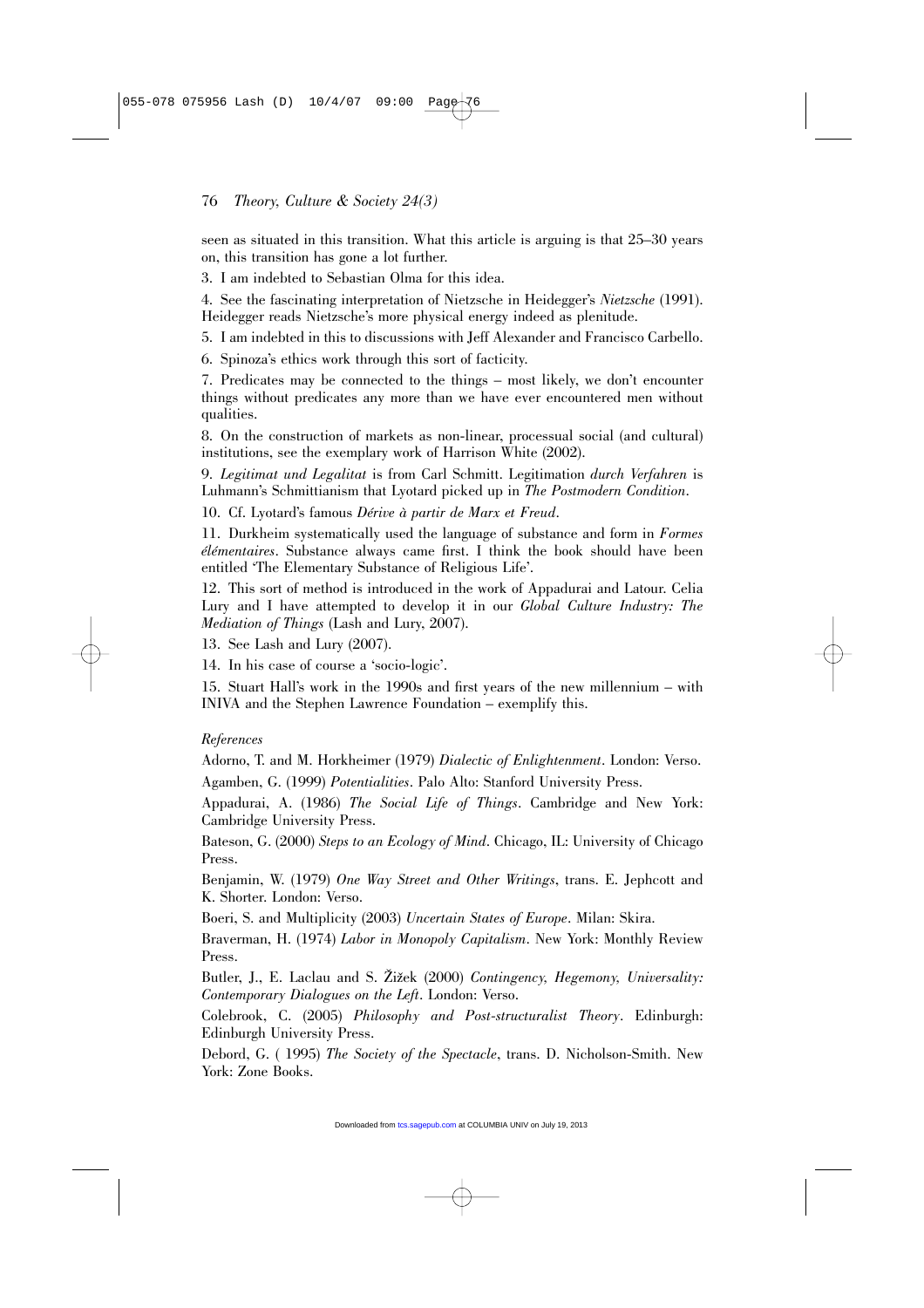seen as situated in this transition. What this article is arguing is that 25–30 years on, this transition has gone a lot further.

3. I am indebted to Sebastian Olma for this idea.

4. See the fascinating interpretation of Nietzsche in Heidegger's *Nietzsche* (1991). Heidegger reads Nietzsche's more physical energy indeed as plenitude.

5. I am indebted in this to discussions with Jeff Alexander and Francisco Carbello.

6. Spinoza's ethics work through this sort of facticity.

7. Predicates may be connected to the things – most likely, we don't encounter things without predicates any more than we have ever encountered men without qualities.

8. On the construction of markets as non-linear, processual social (and cultural) institutions, see the exemplary work of Harrison White (2002).

9. *Legitimat und Legalitat* is from Carl Schmitt. Legitimation *durch Verfahren* is Luhmann's Schmittianism that Lyotard picked up in *The Postmodern Condition*.

10. Cf. Lyotard's famous *Dérive à partir de Marx et Freud*.

11. Durkheim systematically used the language of substance and form in *Formes élémentaires*. Substance always came first. I think the book should have been entitled 'The Elementary Substance of Religious Life'.

12. This sort of method is introduced in the work of Appadurai and Latour. Celia Lury and I have attempted to develop it in our *Global Culture Industry: The Mediation of Things* (Lash and Lury, 2007).

13. See Lash and Lury (2007).

14. In his case of course a 'socio-logic'.

15. Stuart Hall's work in the 1990s and first years of the new millennium – with INIVA and the Stephen Lawrence Foundation – exemplify this.

*References*

Adorno, T. and M. Horkheimer (1979) *Dialectic of Enlightenment*. London: Verso.

Agamben, G. (1999) *Potentialities*. Palo Alto: Stanford University Press.

Appadurai, A. (1986) *The Social Life of Things*. Cambridge and New York: Cambridge University Press.

Bateson, G. (2000) *Steps to an Ecology of Mind*. Chicago, IL: University of Chicago Press.

Benjamin, W. (1979) *One Way Street and Other Writings*, trans. E. Jephcott and K. Shorter. London: Verso.

Boeri, S. and Multiplicity (2003) *Uncertain States of Europe*. Milan: Skira.

Braverman, H. (1974) *Labor in Monopoly Capitalism*. New York: Monthly Review Press.

Butler, J., E. Laclau and S. Žižek (2000) *Contingency, Hegemony, Universality: Contemporary Dialogues on the Left*. London: Verso.

Colebrook, C. (2005) *Philosophy and Post-structuralist Theory*. Edinburgh: Edinburgh University Press.

Debord, G. ( 1995) *The Society of the Spectacle*, trans. D. Nicholson-Smith. New York: Zone Books.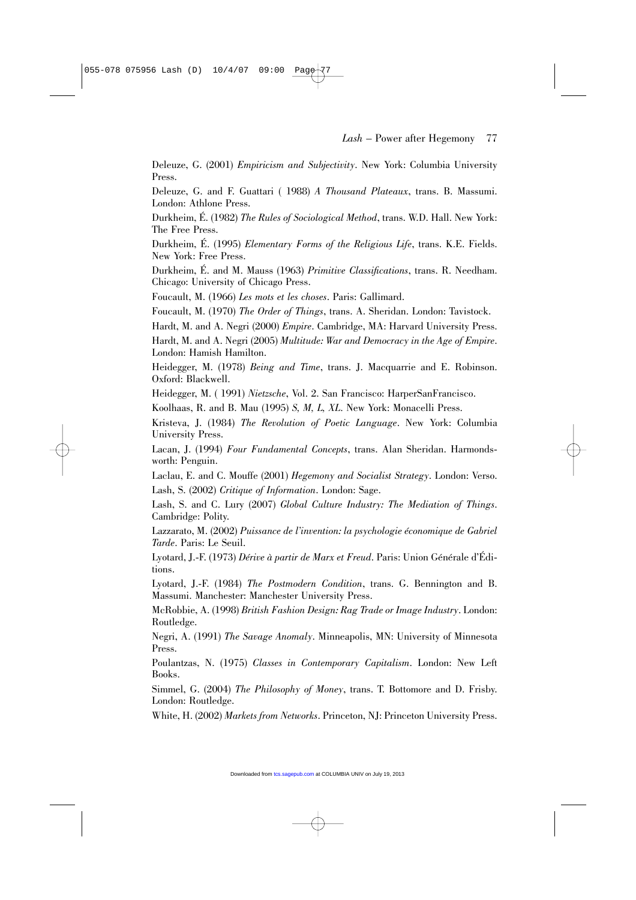Deleuze, G. (2001) *Empiricism and Subjectivity*. New York: Columbia University Press.

Deleuze, G. and F. Guattari ( 1988) *A Thousand Plateaux*, trans. B. Massumi. London: Athlone Press.

Durkheim, É. (1982) *The Rules of Sociological Method*, trans. W.D. Hall. New York: The Free Press.

Durkheim, É. (1995) *Elementary Forms of the Religious Life*, trans. K.E. Fields. New York: Free Press.

Durkheim, É. and M. Mauss (1963) *Primitive Classifications*, trans. R. Needham. Chicago: University of Chicago Press.

Foucault, M. (1966) *Les mots et les choses*. Paris: Gallimard.

Foucault, M. (1970) *The Order of Things*, trans. A. Sheridan. London: Tavistock.

Hardt, M. and A. Negri (2000) *Empire*. Cambridge, MA: Harvard University Press.

Hardt, M. and A. Negri (2005) *Multitude: War and Democracy in the Age of Empire*. London: Hamish Hamilton.

Heidegger, M. (1978) *Being and Time*, trans. J. Macquarrie and E. Robinson. Oxford: Blackwell.

Heidegger, M. ( 1991) *Nietzsche*, Vol. 2. San Francisco: HarperSanFrancisco.

Koolhaas, R. and B. Mau (1995) *S, M, L, XL*. New York: Monacelli Press.

Kristeva, J. (1984) *The Revolution of Poetic Language*. New York: Columbia University Press.

Lacan, J. (1994) *Four Fundamental Concepts*, trans. Alan Sheridan. Harmondsworth: Penguin.

Laclau, E. and C. Mouffe (2001) *Hegemony and Socialist Strategy*. London: Verso.

Lash, S. (2002) *Critique of Information*. London: Sage.

Lash, S. and C. Lury (2007) *Global Culture Industry: The Mediation of Things*. Cambridge: Polity.

Lazzarato, M. (2002) *Puissance de l'invention: la psychologie économique de Gabriel Tarde*. Paris: Le Seuil.

Lyotard, J.-F. (1973) *Dérive à partir de Marx et Freud*. Paris: Union Générale d'Éditions.

Lyotard, J.-F. (1984) *The Postmodern Condition*, trans. G. Bennington and B. Massumi. Manchester: Manchester University Press.

McRobbie, A. (1998) *British Fashion Design: Rag Trade or Image Industry*. London: Routledge.

Negri, A. (1991) *The Savage Anomaly*. Minneapolis, MN: University of Minnesota Press.

Poulantzas, N. (1975) *Classes in Contemporary Capitalism*. London: New Left Books.

Simmel, G. (2004) *The Philosophy of Money*, trans. T. Bottomore and D. Frisby. London: Routledge.

White, H. (2002) *Markets from Networks*. Princeton, NJ: Princeton University Press.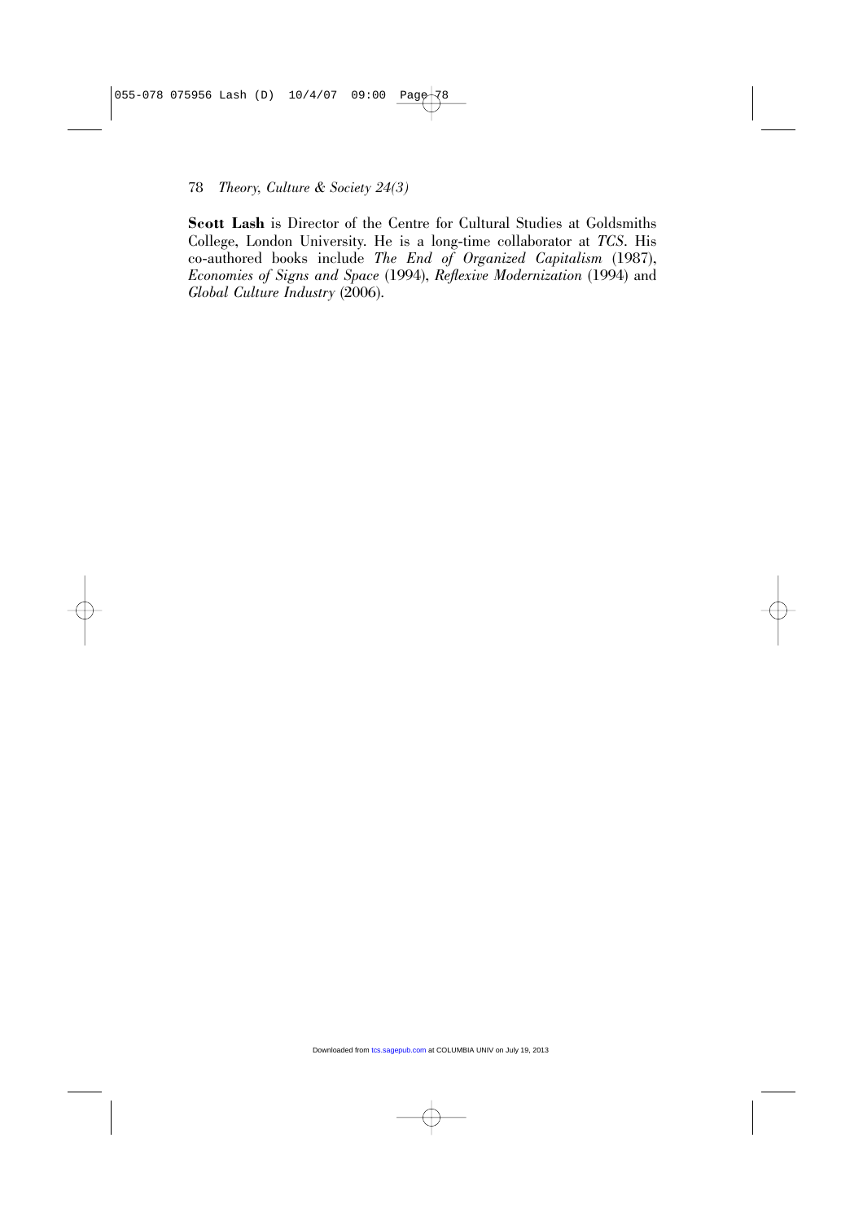**Scott Lash** is Director of the Centre for Cultural Studies at Goldsmiths College, London University. He is a long-time collaborator at *TCS*. His co-authored books include *The End of Organized Capitalism* (1987), *Economies of Signs and Space* (1994), *Reflexive Modernization* (1994) and *Global Culture Industry* (2006).